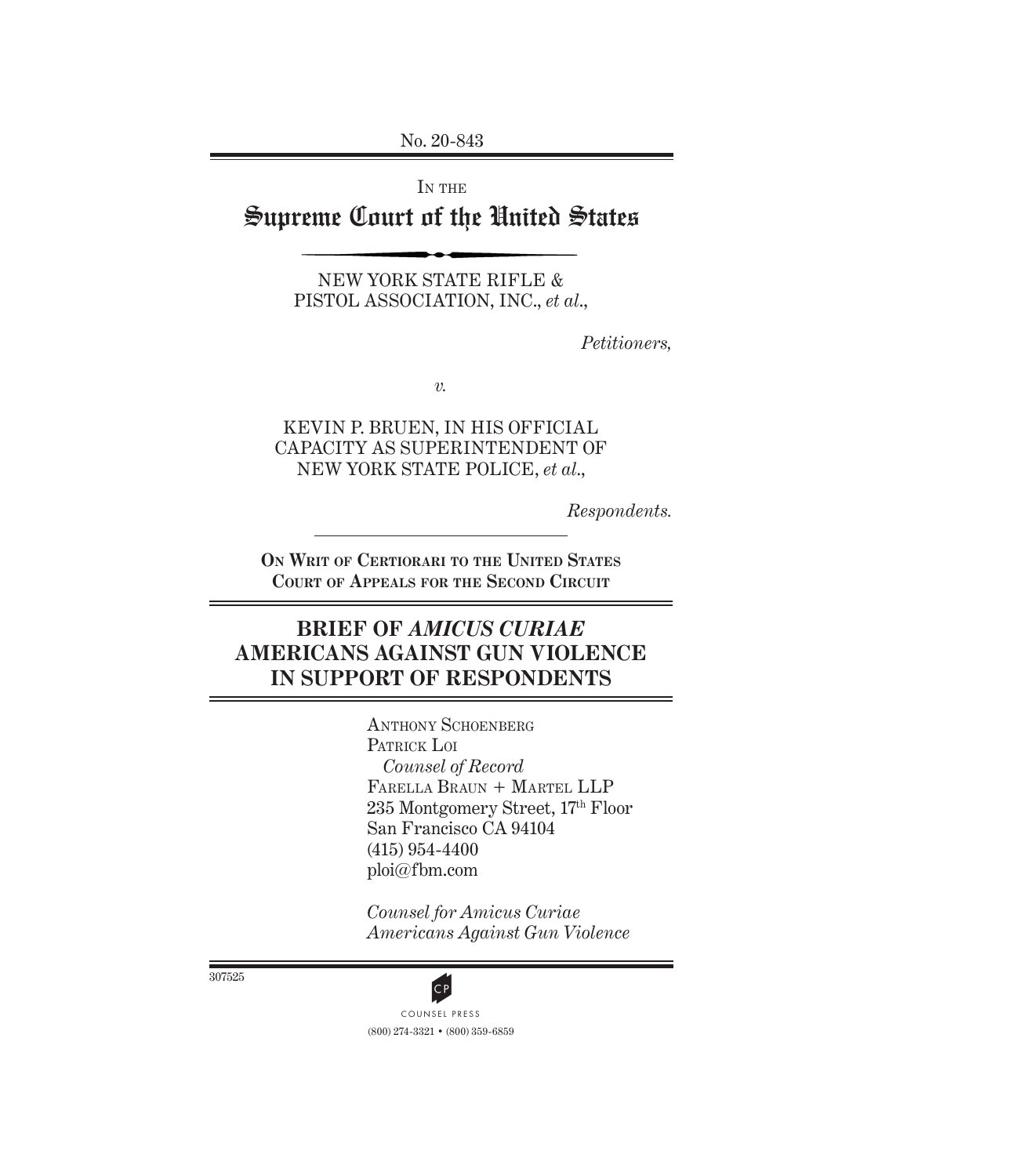No. 20-843

IN THE

# Supreme Court of the United States

NEW YORK STATE RIFLE & PISTOL ASSOCIATION, INC., *et al.*,

*Petitioners,*

*v.*

KEVIN P. BRUEN, IN HIS OFFICIAL CAPACITY AS SUPERINTENDENT OF NEW YORK STATE POLICE, *et al.*,

*Respondents.*

**ON WRIT OF CERTIORARI TO THE UNITED STATES COURT OF APPEALS FOR THE SECOND CIRCUIT**

## BRIEF OF *AMICUS CURIAE* AMERICANS AGAINST GUN VIOLENCE IN SUPPORT OF RESPONDENTS

ANTHONY SCHOENBERG
PATRICK LOI
*Counsel of Record*
FARELLA BRAUN + MARTEL LLP
235 Montgomery Street, 17th Floor
San Francisco CA 94104
(415) 954-4400
ploi@fbm.com

*Counsel for Amicus Curiae Americans Against Gun Violence*

307525

COUNSEL PRESS
(800) 274-3321 • (800) 359-6859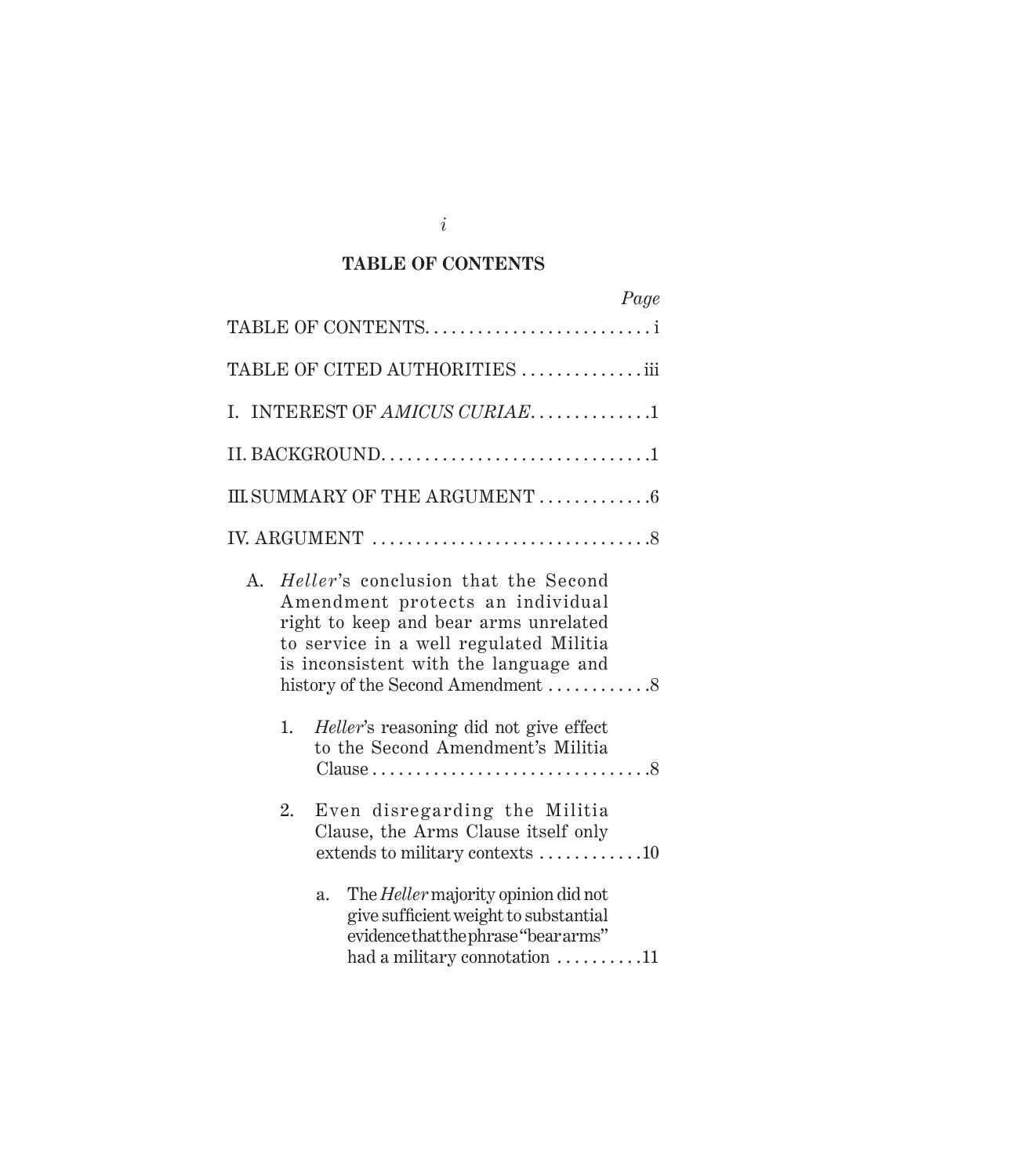## TABLE OF CONTENTS

| | Page |
|---|---|
| TABLE OF CONTENTS | i |
| TABLE OF CITED AUTHORITIES | iii |
| I. INTEREST OF *AMICUS CURIAE* | 1 |
| II. BACKGROUND | 1 |
| III. SUMMARY OF THE ARGUMENT | 6 |
| IV. ARGUMENT | 8 |
| A. *Heller*'s conclusion that the Second Amendment protects an individual right to keep and bear arms unrelated to service in a well regulated Militia is inconsistent with the language and history of the Second Amendment | 8 |
| 1. *Heller*'s reasoning did not give effect to the Second Amendment's Militia Clause | 8 |
| 2. Even disregarding the Militia Clause, the Arms Clause itself only extends to military contexts | 10 |
| a. The *Heller* majority opinion did not give sufficient weight to substantial evidence that the phrase "bear arms" had a military connotation | 11 |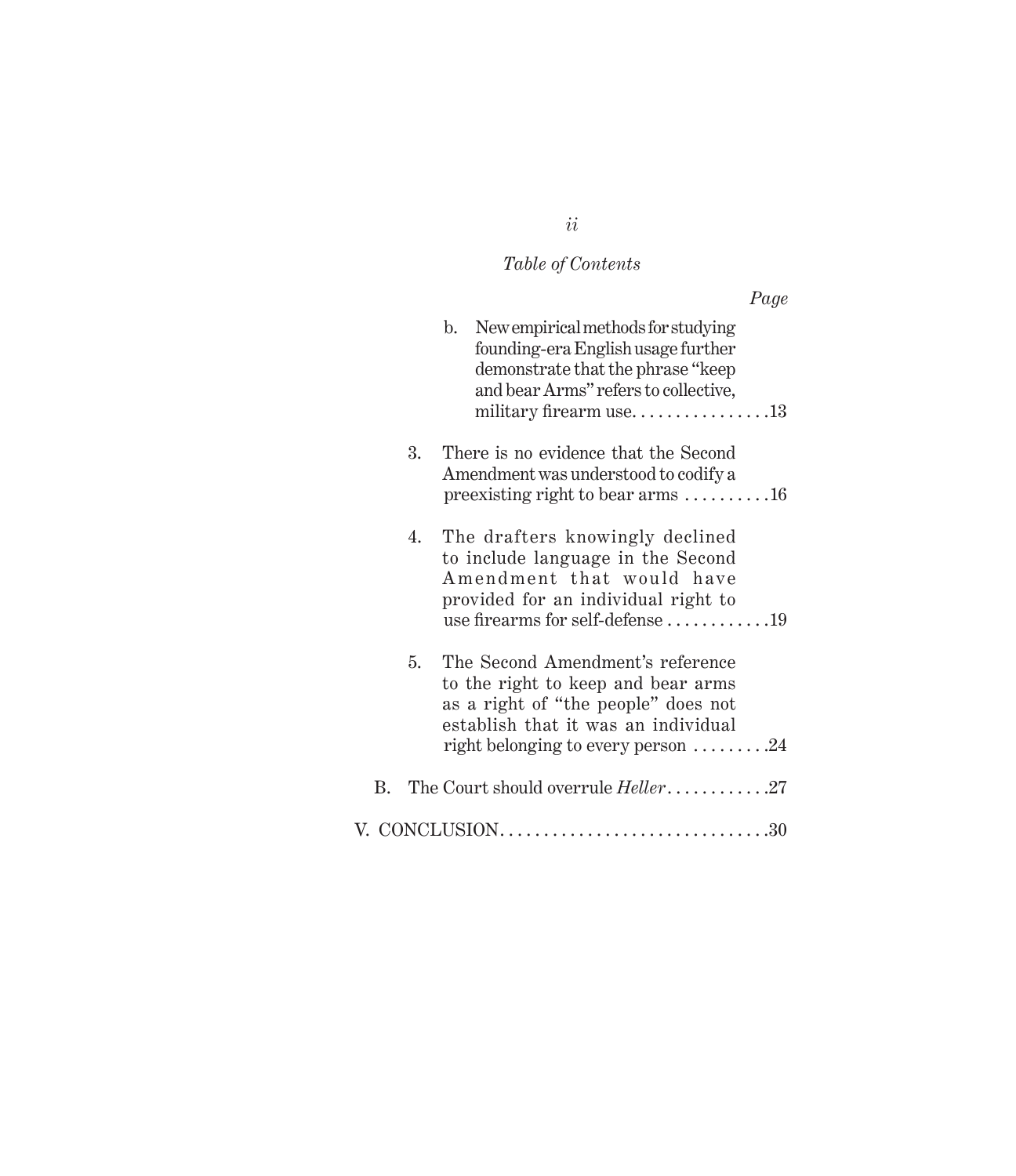*Table of Contents*

*Page*

b. New empirical methods for studying founding-era English usage further demonstrate that the phrase "keep and bear Arms" refers to collective, military firearm use. . . . . . . . . . . . . . . . .13

3. There is no evidence that the Second Amendment was understood to codify a preexisting right to bear arms . . . . . . . . . .16

4. The drafters knowingly declined to include language in the Second Amendment that would have provided for an individual right to use firearms for self-defense . . . . . . . . . . . .19

5. The Second Amendment's reference to the right to keep and bear arms as a right of "the people" does not establish that it was an individual right belonging to every person . . . . . . . . .24

B. The Court should overrule *Heller* . . . . . . . . . . . .27

V. CONCLUSION. . . . . . . . . . . . . . . . . . . . . . . . . . . . . . . .30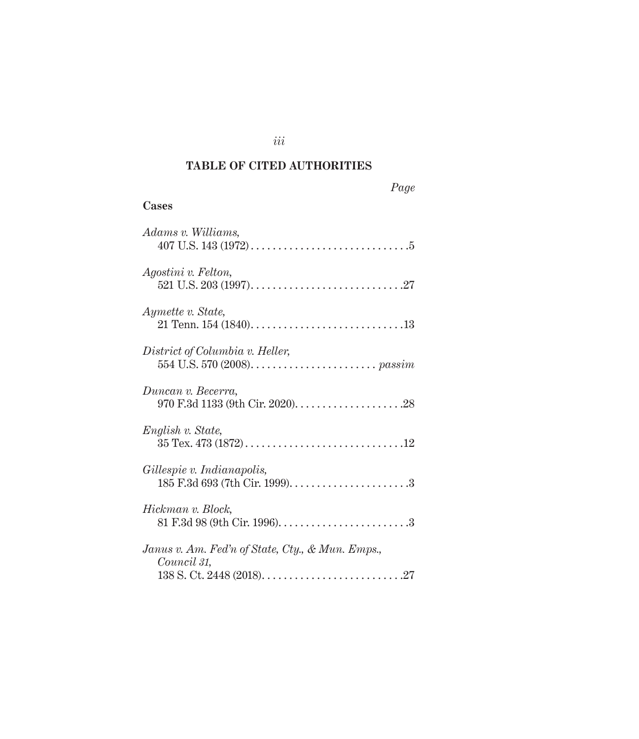## TABLE OF CITED AUTHORITIES

*Page*

**Cases**

*Adams v. Williams*,
407 U.S. 143 (1972) . . . . . . . . . . . . . . . . . . . . . . . . . . . . . .5

*Agostini v. Felton*,
521 U.S. 203 (1997) . . . . . . . . . . . . . . . . . . . . . . . . . . . . .27

*Aymette v. State*,
21 Tenn. 154 (1840) . . . . . . . . . . . . . . . . . . . . . . . . . . . . .13

*District of Columbia v. Heller*,
554 U.S. 570 (2008) . . . . . . . . . . . . . . . . . . . . . . . *passim*

*Duncan v. Becerra*,
970 F.3d 1133 (9th Cir. 2020) . . . . . . . . . . . . . . . . . . . . .28

*English v. State*,
35 Tex. 473 (1872) . . . . . . . . . . . . . . . . . . . . . . . . . . . . . .12

*Gillespie v. Indianapolis*,
185 F.3d 693 (7th Cir. 1999) . . . . . . . . . . . . . . . . . . . . . . .3

*Hickman v. Block*,
81 F.3d 98 (9th Cir. 1996) . . . . . . . . . . . . . . . . . . . . . . . . .3

*Janus v. Am. Fed'n of State, Cty., & Mun. Emps., Council 31*,
138 S. Ct. 2448 (2018) . . . . . . . . . . . . . . . . . . . . . . . . . . .27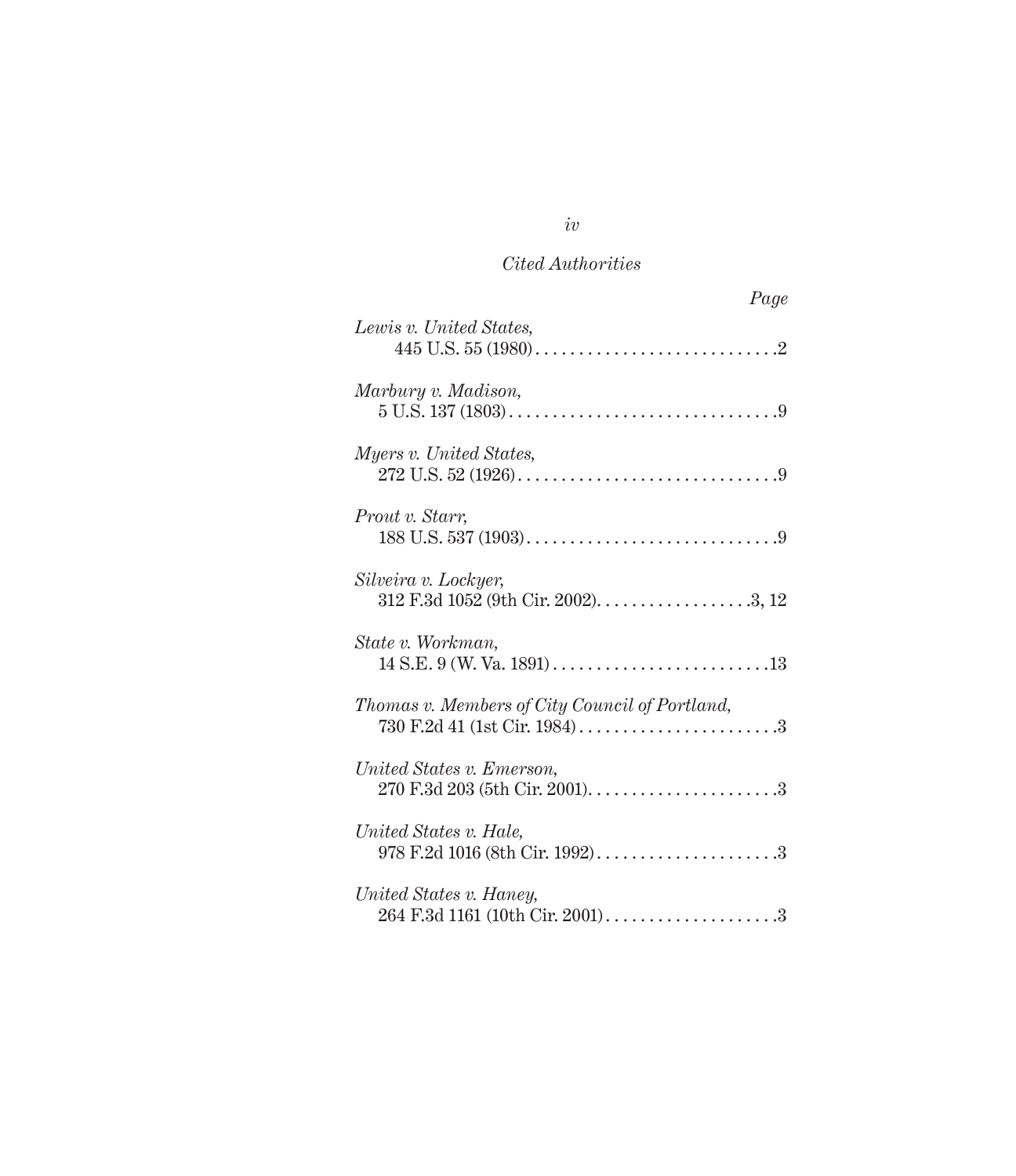*Cited Authorities*

| | *Page* |
|---|---|
| *Lewis v. United States*, 445 U.S. 55 (1980) | 2 |
| *Marbury v. Madison*, 5 U.S. 137 (1803) | 9 |
| *Myers v. United States*, 272 U.S. 52 (1926) | 9 |
| *Prout v. Starr*, 188 U.S. 537 (1903) | 9 |
| *Silveira v. Lockyer*, 312 F.3d 1052 (9th Cir. 2002) | 3, 12 |
| *State v. Workman*, 14 S.E. 9 (W. Va. 1891) | 13 |
| *Thomas v. Members of City Council of Portland*, 730 F.2d 41 (1st Cir. 1984) | 3 |
| *United States v. Emerson*, 270 F.3d 203 (5th Cir. 2001) | 3 |
| *United States v. Hale*, 978 F.2d 1016 (8th Cir. 1992) | 3 |
| *United States v. Haney*, 264 F.3d 1161 (10th Cir. 2001) | 3 |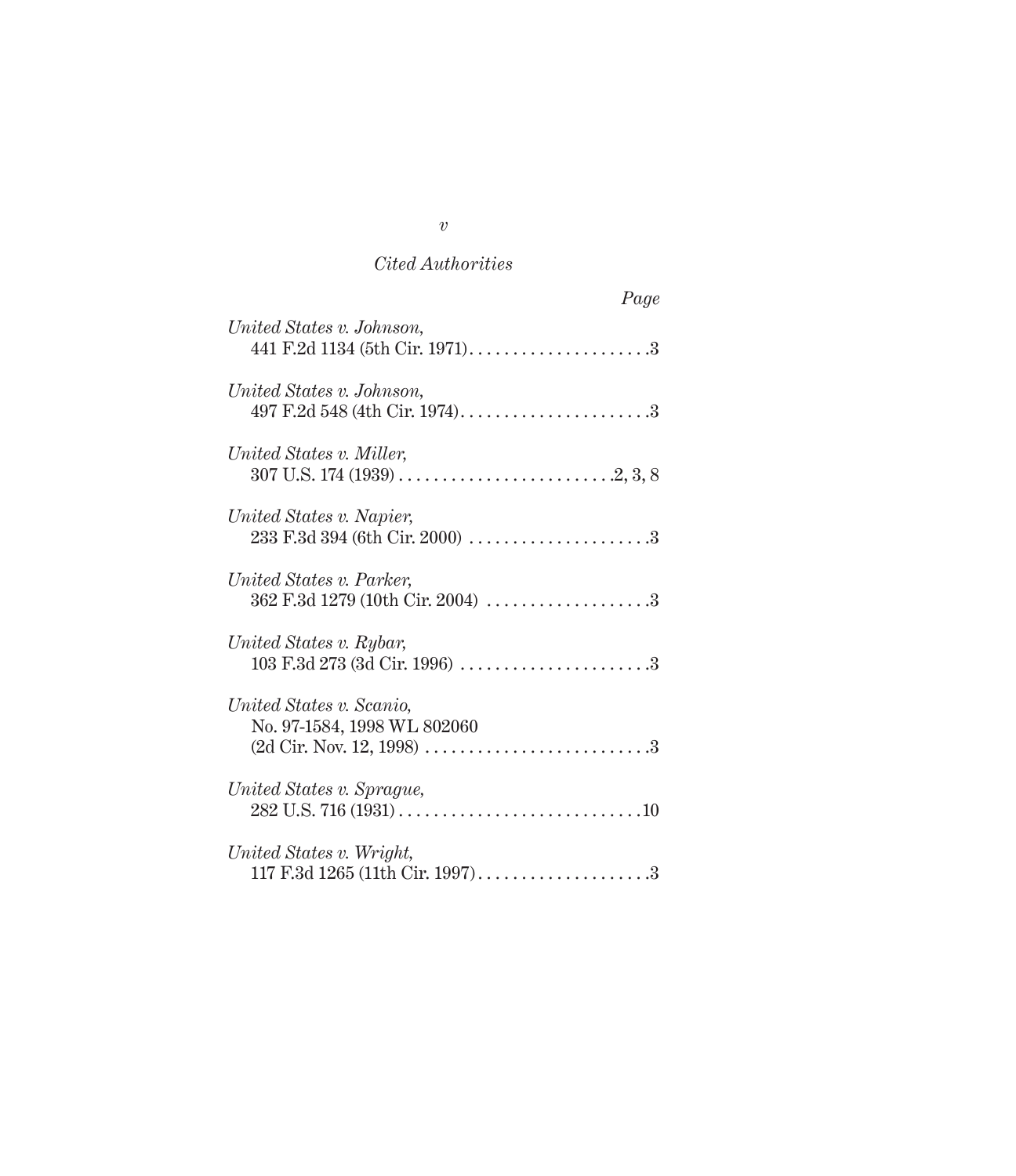*Cited Authorities*

| | Page |
|---|---|
| *United States v. Johnson*, 441 F.2d 1134 (5th Cir. 1971) | 3 |
| *United States v. Johnson*, 497 F.2d 548 (4th Cir. 1974) | 3 |
| *United States v. Miller*, 307 U.S. 174 (1939) | 2, 3, 8 |
| *United States v. Napier*, 233 F.3d 394 (6th Cir. 2000) | 3 |
| *United States v. Parker*, 362 F.3d 1279 (10th Cir. 2004) | 3 |
| *United States v. Rybar*, 103 F.3d 273 (3d Cir. 1996) | 3 |
| *United States v. Scanio*, No. 97-1584, 1998 WL 802060 (2d Cir. Nov. 12, 1998) | 3 |
| *United States v. Sprague*, 282 U.S. 716 (1931) | 10 |
| *United States v. Wright*, 117 F.3d 1265 (11th Cir. 1997) | 3 |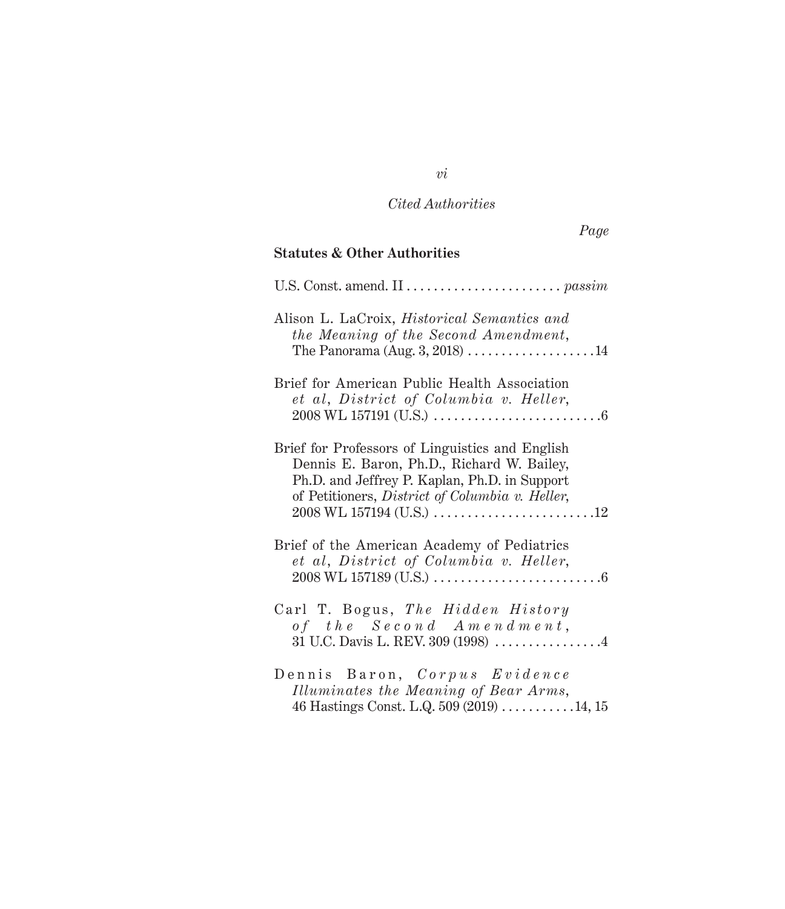*Cited Authorities*

*Page*

**Statutes & Other Authorities**

U.S. Const. amend. II . . . . . . . . . . . . . . . . . . . . . . . *passim*

Alison L. LaCroix, *Historical Semantics and the Meaning of the Second Amendment*, The Panorama (Aug. 3, 2018) . . . . . . . . . . . . . . . . . . . 14

Brief for American Public Health Association *et al*, *District of Columbia v. Heller*, 2008 WL 157191 (U.S.) . . . . . . . . . . . . . . . . . . . . . . . . . 6

Brief for Professors of Linguistics and English Dennis E. Baron, Ph.D., Richard W. Bailey, Ph.D. and Jeffrey P. Kaplan, Ph.D. in Support of Petitioners, *District of Columbia v. Heller*, 2008 WL 157194 (U.S.) . . . . . . . . . . . . . . . . . . . . . . . . 12

Brief of the American Academy of Pediatrics *et al*, *District of Columbia v. Heller*, 2008 WL 157189 (U.S.) . . . . . . . . . . . . . . . . . . . . . . . . . 6

Carl T. Bogus, *The Hidden History of the Second Amendment*, 31 U.C. Davis L. REV. 309 (1998) . . . . . . . . . . . . . . . . 4

Dennis Baron, *Corpus Evidence Illuminates the Meaning of Bear Arms*, 46 Hastings Const. L.Q. 509 (2019) . . . . . . . . . . . 14, 15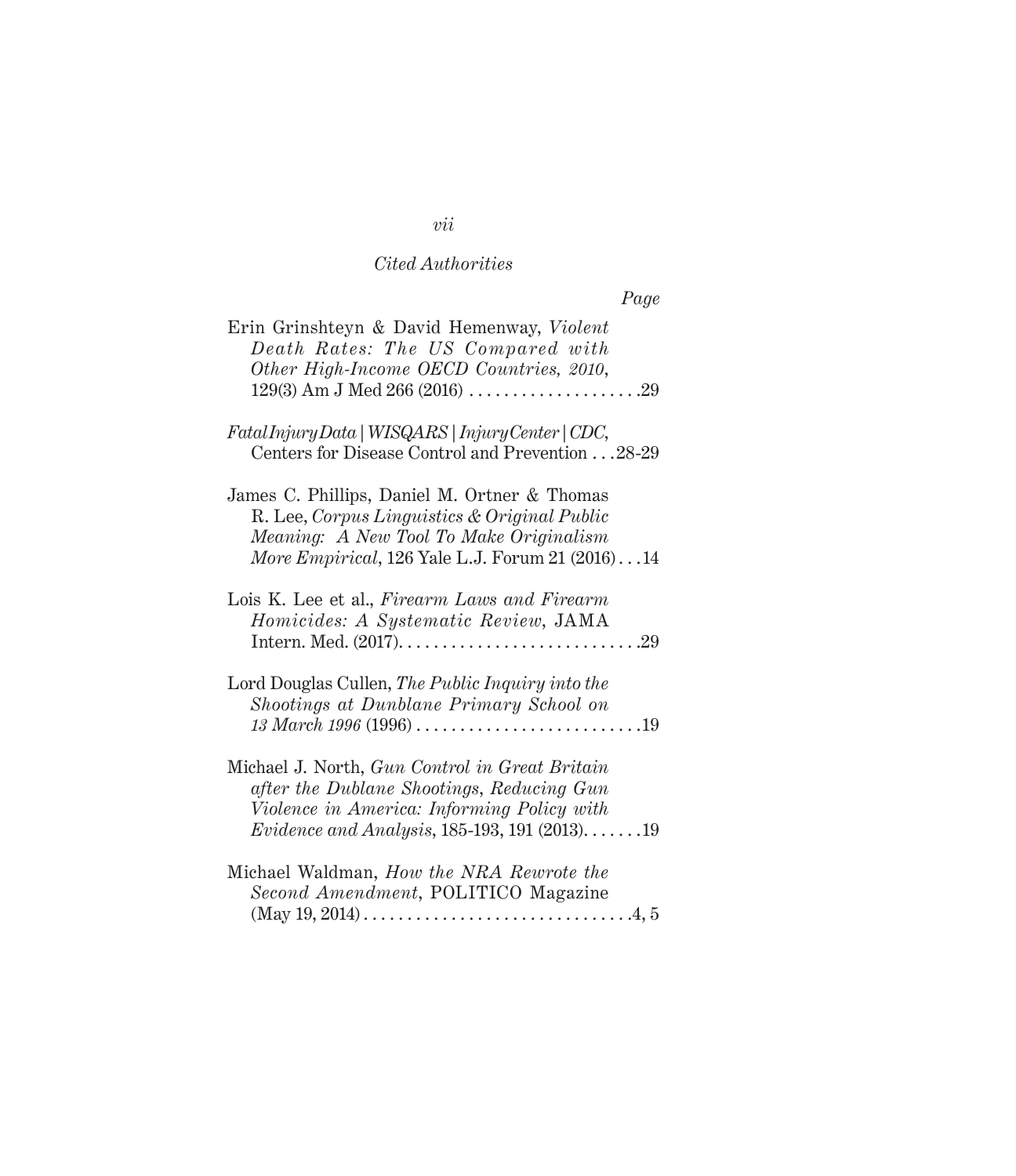*Cited Authorities*

*Page*

Erin Grinshteyn & David Hemenway, *Violent Death Rates: The US Compared with Other High-Income OECD Countries, 2010*, 129(3) Am J Med 266 (2016) . . . . . . . . . . . . . . . . . . . .29

*Fatal Injury Data | WISQARS | Injury Center | CDC*, Centers for Disease Control and Prevention . . .28-29

James C. Phillips, Daniel M. Ortner & Thomas R. Lee, *Corpus Linguistics & Original Public Meaning: A New Tool To Make Originalism More Empirical*, 126 Yale L.J. Forum 21 (2016) . . .14

Lois K. Lee et al., *Firearm Laws and Firearm Homicides: A Systematic Review*, JAMA Intern. Med. (2017). . . . . . . . . . . . . . . . . . . . . . . . . . . .29

Lord Douglas Cullen, *The Public Inquiry into the Shootings at Dunblane Primary School on 13 March 1996* (1996) . . . . . . . . . . . . . . . . . . . . . . . . . .19

Michael J. North, *Gun Control in Great Britain after the Dublane Shootings, Reducing Gun Violence in America: Informing Policy with Evidence and Analysis*, 185-193, 191 (2013). . . . . . .19

Michael Waldman, *How the NRA Rewrote the Second Amendment*, POLITICO Magazine (May 19, 2014) . . . . . . . . . . . . . . . . . . . . . . . . . . . . . . .4, 5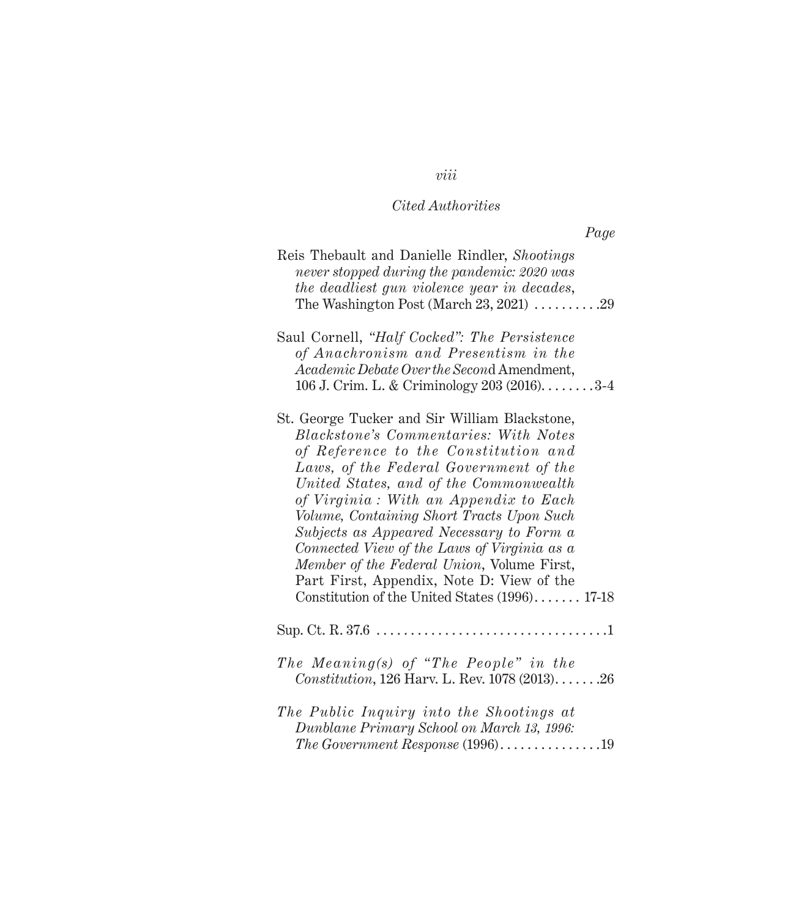*Cited Authorities*

*Page*

Reis Thebault and Danielle Rindler, *Shootings never stopped during the pandemic: 2020 was the deadliest gun violence year in decades*, The Washington Post (March 23, 2021) . . . . . . . . . .29

Saul Cornell, *"Half Cocked": The Persistence of Anachronism and Presentism in the Academic Debate Over the Secon*d Amendment, 106 J. Crim. L. & Criminology 203 (2016). . . . . . . .3-4

St. George Tucker and Sir William Blackstone, *Blackstone's Commentaries: With Notes of Reference to the Constitution and Laws, of the Federal Government of the United States, and of the Commonwealth of Virginia : With an Appendix to Each Volume, Containing Short Tracts Upon Such Subjects as Appeared Necessary to Form a Connected View of the Laws of Virginia as a Member of the Federal Union*, Volume First, Part First, Appendix, Note D: View of the Constitution of the United States (1996). . . . . . . 17-18

Sup. Ct. R. 37.6 . . . . . . . . . . . . . . . . . . . . . . . . . . . . . . . . . .1

*The Meaning(s) of "The People" in the Constitution*, 126 Harv. L. Rev. 1078 (2013). . . . . . .26

*The Public Inquiry into the Shootings at Dunblane Primary School on March 13, 1996: The Government Response* (1996). . . . . . . . . . . . . . .19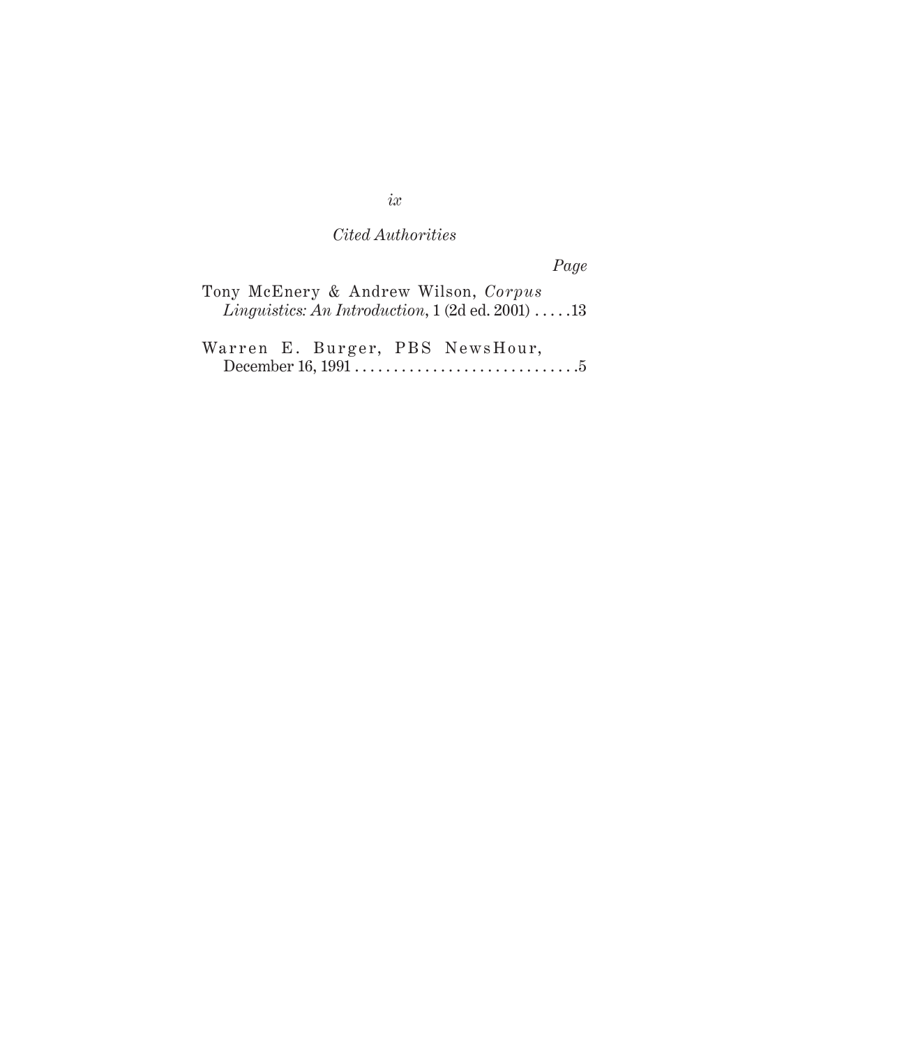*Cited Authorities*

*Page*

Tony McEnery & Andrew Wilson, *Corpus Linguistics: An Introduction*, 1 (2d ed. 2001) . . . . .13

Warren E. Burger, PBS NewsHour, December 16, 1991 . . . . . . . . . . . . . . . . . . . . . . . . . . . . .5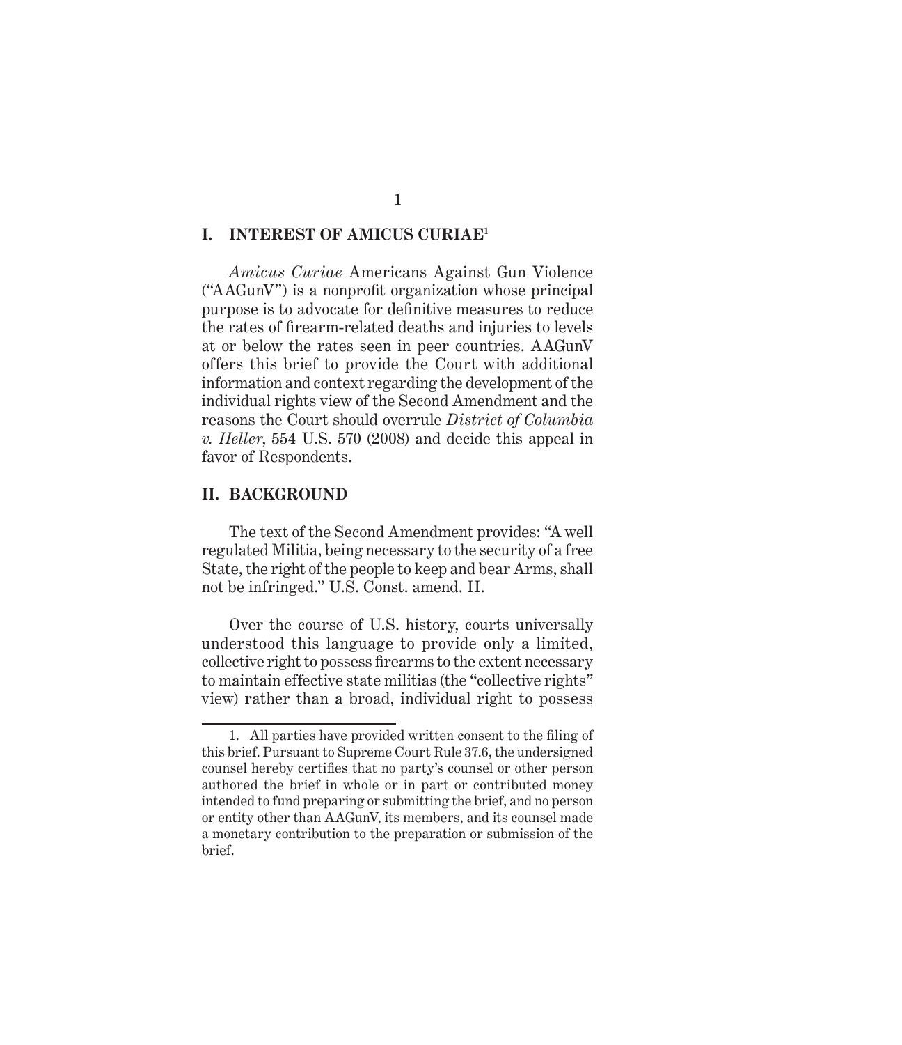## I. INTEREST OF AMICUS CURIAE[1]

*Amicus Curiae* Americans Against Gun Violence ("AAGunV") is a nonprofit organization whose principal purpose is to advocate for definitive measures to reduce the rates of firearm-related deaths and injuries to levels at or below the rates seen in peer countries. AAGunV offers this brief to provide the Court with additional information and context regarding the development of the individual rights view of the Second Amendment and the reasons the Court should overrule *District of Columbia v. Heller*, 554 U.S. 570 (2008) and decide this appeal in favor of Respondents.

## II. BACKGROUND

The text of the Second Amendment provides: "A well regulated Militia, being necessary to the security of a free State, the right of the people to keep and bear Arms, shall not be infringed." U.S. Const. amend. II.

Over the course of U.S. history, courts universally understood this language to provide only a limited, collective right to possess firearms to the extent necessary to maintain effective state militias (the "collective rights" view) rather than a broad, individual right to possess

---

1. All parties have provided written consent to the filing of this brief. Pursuant to Supreme Court Rule 37.6, the undersigned counsel hereby certifies that no party's counsel or other person authored the brief in whole or in part or contributed money intended to fund preparing or submitting the brief, and no person or entity other than AAGunV, its members, and its counsel made a monetary contribution to the preparation or submission of the brief.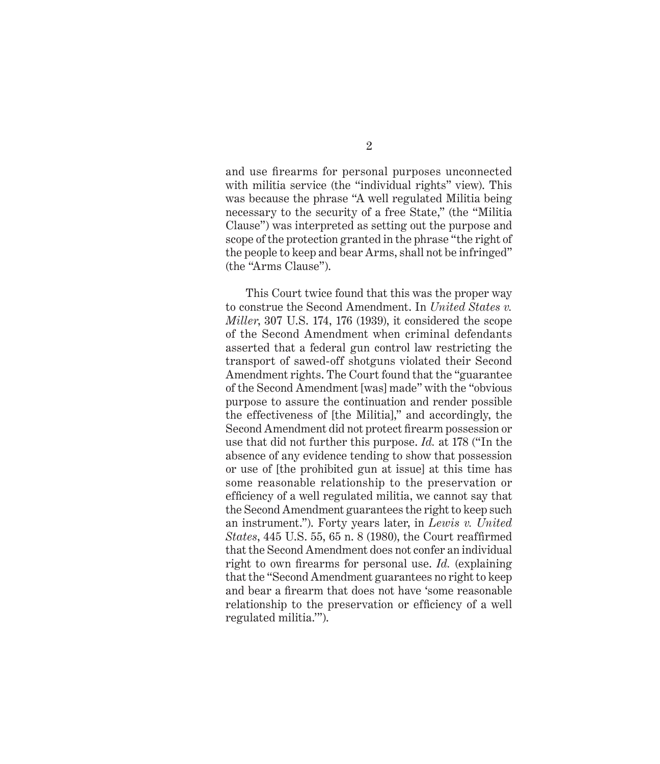and use firearms for personal purposes unconnected with militia service (the "individual rights" view). This was because the phrase "A well regulated Militia being necessary to the security of a free State," (the "Militia Clause") was interpreted as setting out the purpose and scope of the protection granted in the phrase "the right of the people to keep and bear Arms, shall not be infringed" (the "Arms Clause").

This Court twice found that this was the proper way to construe the Second Amendment. In *United States v. Miller*, 307 U.S. 174, 176 (1939), it considered the scope of the Second Amendment when criminal defendants asserted that a federal gun control law restricting the transport of sawed-off shotguns violated their Second Amendment rights. The Court found that the "guarantee of the Second Amendment [was] made" with the "obvious purpose to assure the continuation and render possible the effectiveness of [the Militia]," and accordingly, the Second Amendment did not protect firearm possession or use that did not further this purpose. *Id.* at 178 ("In the absence of any evidence tending to show that possession or use of [the prohibited gun at issue] at this time has some reasonable relationship to the preservation or efficiency of a well regulated militia, we cannot say that the Second Amendment guarantees the right to keep such an instrument."). Forty years later, in *Lewis v. United States*, 445 U.S. 55, 65 n. 8 (1980), the Court reaffirmed that the Second Amendment does not confer an individual right to own firearms for personal use. *Id.* (explaining that the "Second Amendment guarantees no right to keep and bear a firearm that does not have 'some reasonable relationship to the preservation or efficiency of a well regulated militia.'").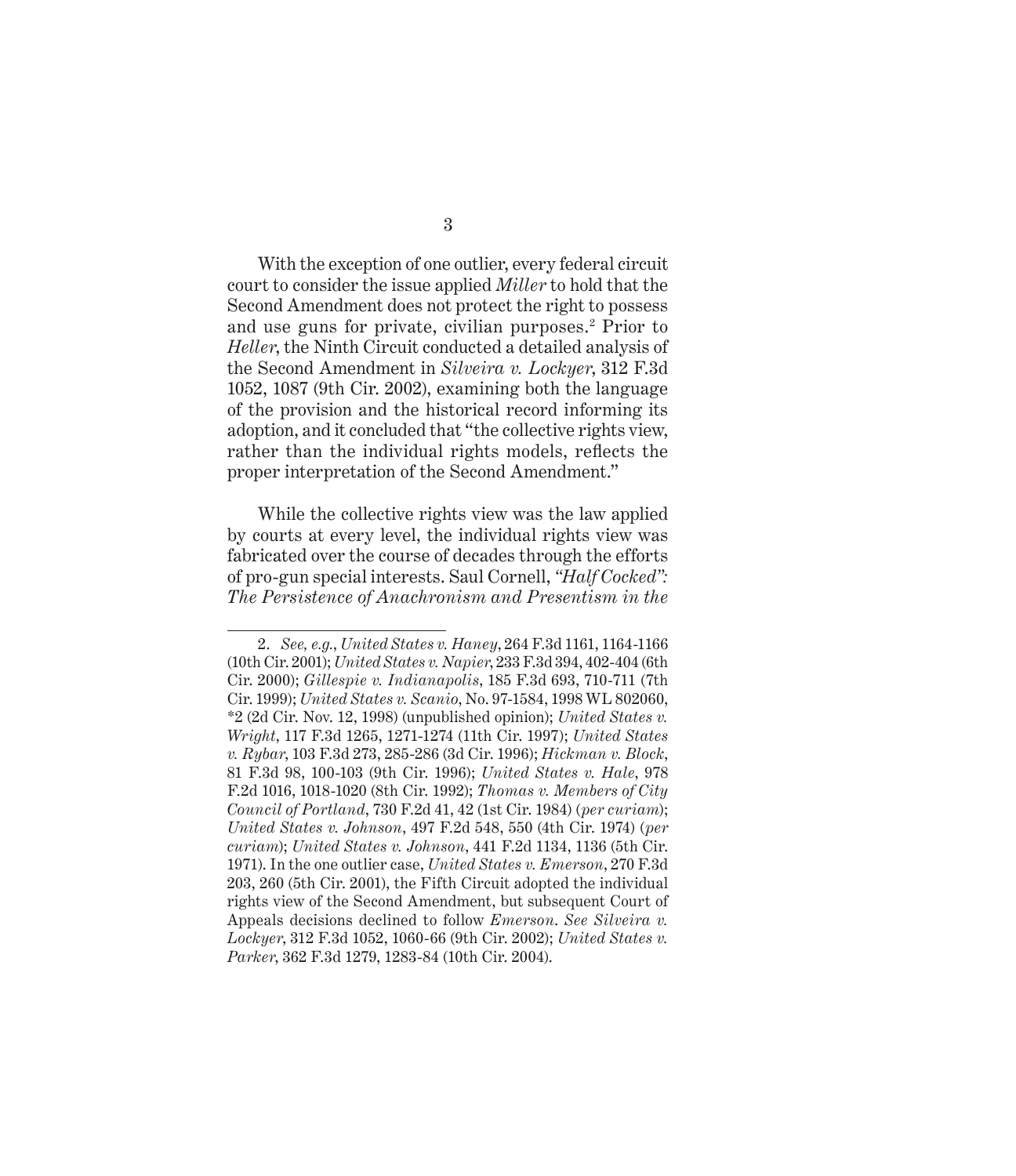With the exception of one outlier, every federal circuit court to consider the issue applied *Miller* to hold that the Second Amendment does not protect the right to possess and use guns for private, civilian purposes.[2] Prior to *Heller*, the Ninth Circuit conducted a detailed analysis of the Second Amendment in *Silveira v. Lockyer*, 312 F.3d 1052, 1087 (9th Cir. 2002), examining both the language of the provision and the historical record informing its adoption, and it concluded that "the collective rights view, rather than the individual rights models, reflects the proper interpretation of the Second Amendment."

While the collective rights view was the law applied by courts at every level, the individual rights view was fabricated over the course of decades through the efforts of pro-gun special interests. Saul Cornell, *"Half Cocked": The Persistence of Anachronism and Presentism in the*

---

2. *See, e.g.*, *United States v. Haney*, 264 F.3d 1161, 1164-1166 (10th Cir. 2001); *United States v. Napier*, 233 F.3d 394, 402-404 (6th Cir. 2000); *Gillespie v. Indianapolis*, 185 F.3d 693, 710-711 (7th Cir. 1999); *United States v. Scanio*, No. 97-1584, 1998 WL 802060, *2 (2d Cir. Nov. 12, 1998) (unpublished opinion); *United States v. Wright*, 117 F.3d 1265, 1271-1274 (11th Cir. 1997); *United States v. Rybar*, 103 F.3d 273, 285-286 (3d Cir. 1996); *Hickman v. Block*, 81 F.3d 98, 100-103 (9th Cir. 1996); *United States v. Hale*, 978 F.2d 1016, 1018-1020 (8th Cir. 1992); *Thomas v. Members of City Council of Portland*, 730 F.2d 41, 42 (1st Cir. 1984) (*per curiam*); *United States v. Johnson*, 497 F.2d 548, 550 (4th Cir. 1974) (*per curiam*); *United States v. Johnson*, 441 F.2d 1134, 1136 (5th Cir. 1971). In the one outlier case, *United States v. Emerson*, 270 F.3d 203, 260 (5th Cir. 2001), the Fifth Circuit adopted the individual rights view of the Second Amendment, but subsequent Court of Appeals decisions declined to follow *Emerson*. *See Silveira v. Lockyer*, 312 F.3d 1052, 1060-66 (9th Cir. 2002); *United States v. Parker*, 362 F.3d 1279, 1283-84 (10th Cir. 2004).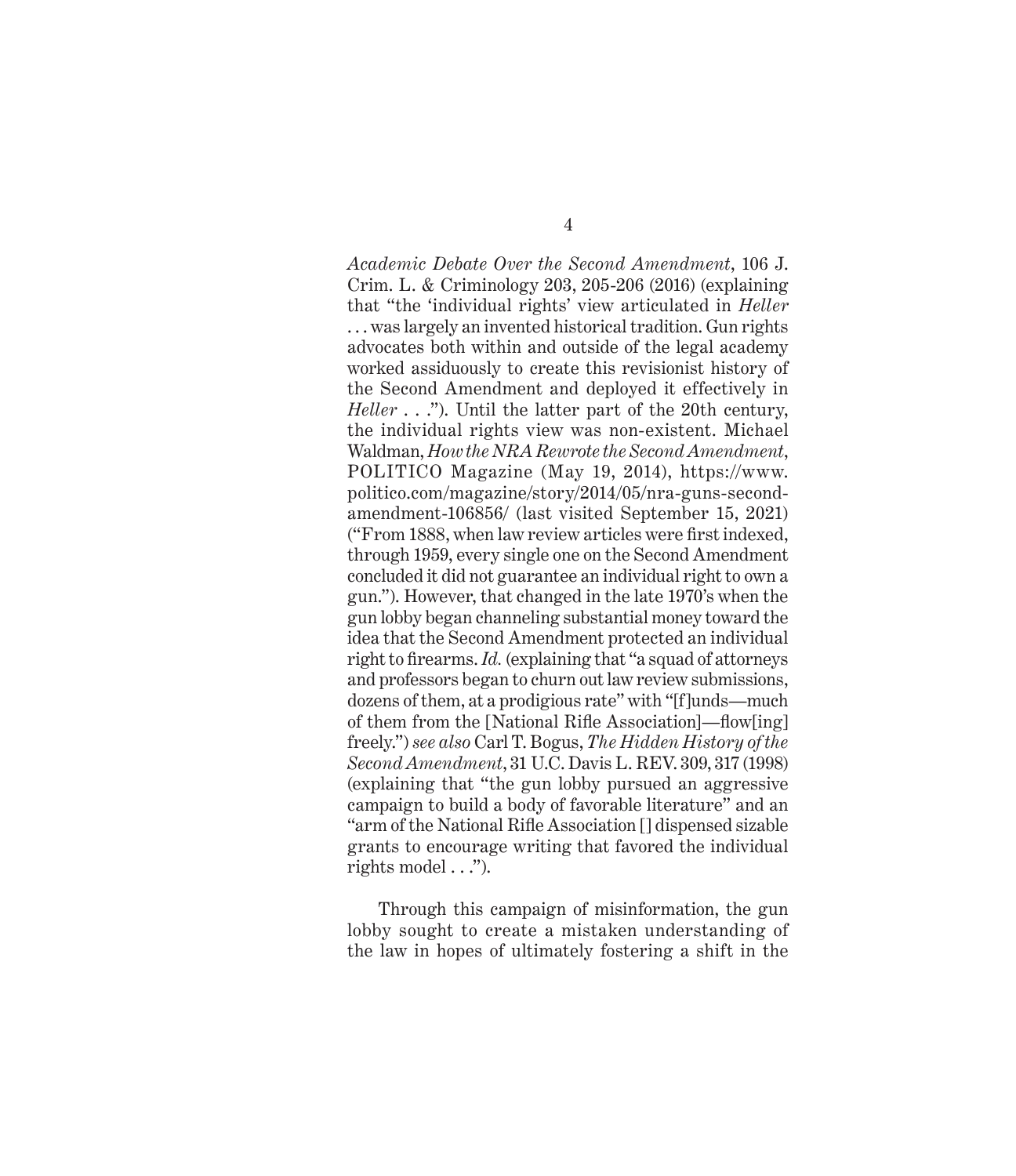*Academic Debate Over the Second Amendment*, 106 J. Crim. L. & Criminology 203, 205-206 (2016) (explaining that "the 'individual rights' view articulated in *Heller* . . . was largely an invented historical tradition. Gun rights advocates both within and outside of the legal academy worked assiduously to create this revisionist history of the Second Amendment and deployed it effectively in *Heller* . . ."). Until the latter part of the 20th century, the individual rights view was non-existent. Michael Waldman, *How the NRA Rewrote the Second Amendment*, POLITICO Magazine (May 19, 2014), https://www.politico.com/magazine/story/2014/05/nra-guns-second-amendment-106856/ (last visited September 15, 2021) ("From 1888, when law review articles were first indexed, through 1959, every single one on the Second Amendment concluded it did not guarantee an individual right to own a gun."). However, that changed in the late 1970's when the gun lobby began channeling substantial money toward the idea that the Second Amendment protected an individual right to firearms. *Id.* (explaining that "a squad of attorneys and professors began to churn out law review submissions, dozens of them, at a prodigious rate" with "[f]unds—much of them from the [National Rifle Association]—flow[ing] freely.") *see also* Carl T. Bogus, *The Hidden History of the Second Amendment*, 31 U.C. Davis L. REV. 309, 317 (1998) (explaining that "the gun lobby pursued an aggressive campaign to build a body of favorable literature" and an "arm of the National Rifle Association [] dispensed sizable grants to encourage writing that favored the individual rights model . . .").

Through this campaign of misinformation, the gun lobby sought to create a mistaken understanding of the law in hopes of ultimately fostering a shift in the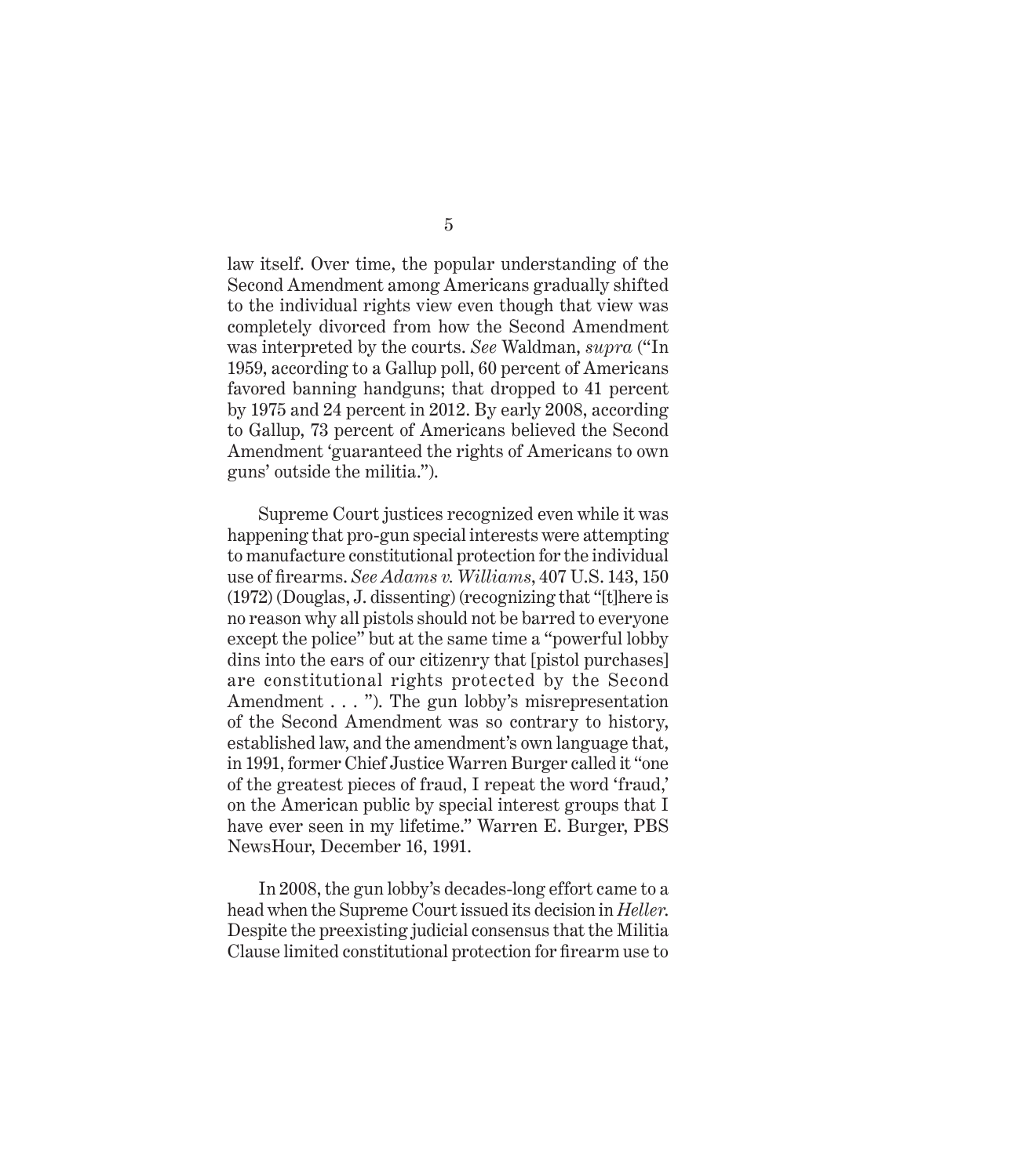law itself. Over time, the popular understanding of the Second Amendment among Americans gradually shifted to the individual rights view even though that view was completely divorced from how the Second Amendment was interpreted by the courts. *See* Waldman, *supra* ("In 1959, according to a Gallup poll, 60 percent of Americans favored banning handguns; that dropped to 41 percent by 1975 and 24 percent in 2012. By early 2008, according to Gallup, 73 percent of Americans believed the Second Amendment 'guaranteed the rights of Americans to own guns' outside the militia.").

Supreme Court justices recognized even while it was happening that pro-gun special interests were attempting to manufacture constitutional protection for the individual use of firearms. *See Adams v. Williams*, 407 U.S. 143, 150 (1972) (Douglas, J. dissenting) (recognizing that "[t]here is no reason why all pistols should not be barred to everyone except the police" but at the same time a "powerful lobby dins into the ears of our citizenry that [pistol purchases] are constitutional rights protected by the Second Amendment . . . "). The gun lobby's misrepresentation of the Second Amendment was so contrary to history, established law, and the amendment's own language that, in 1991, former Chief Justice Warren Burger called it "one of the greatest pieces of fraud, I repeat the word 'fraud,' on the American public by special interest groups that I have ever seen in my lifetime." Warren E. Burger, PBS NewsHour, December 16, 1991.

In 2008, the gun lobby's decades-long effort came to a head when the Supreme Court issued its decision in *Heller*. Despite the preexisting judicial consensus that the Militia Clause limited constitutional protection for firearm use to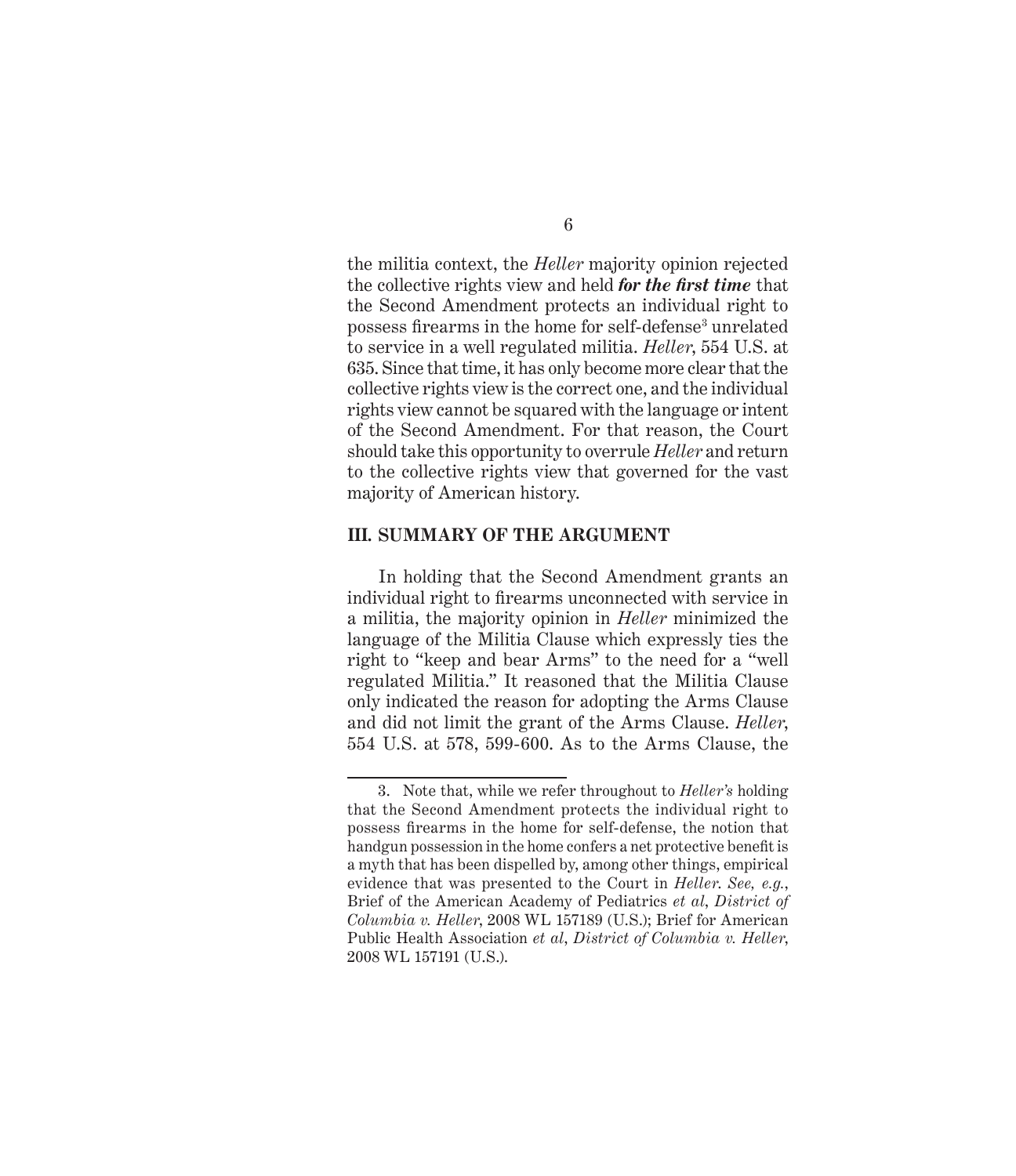the militia context, the *Heller* majority opinion rejected the collective rights view and held ***for the first time*** that the Second Amendment protects an individual right to possess firearms in the home for self-defense[3] unrelated to service in a well regulated militia. *Heller*, 554 U.S. at 635. Since that time, it has only become more clear that the collective rights view is the correct one, and the individual rights view cannot be squared with the language or intent of the Second Amendment. For that reason, the Court should take this opportunity to overrule *Heller* and return to the collective rights view that governed for the vast majority of American history.

## III. SUMMARY OF THE ARGUMENT

In holding that the Second Amendment grants an individual right to firearms unconnected with service in a militia, the majority opinion in *Heller* minimized the language of the Militia Clause which expressly ties the right to "keep and bear Arms" to the need for a "well regulated Militia." It reasoned that the Militia Clause only indicated the reason for adopting the Arms Clause and did not limit the grant of the Arms Clause. *Heller*, 554 U.S. at 578, 599-600. As to the Arms Clause, the

3. Note that, while we refer throughout to *Heller's* holding that the Second Amendment protects the individual right to possess firearms in the home for self-defense, the notion that handgun possession in the home confers a net protective benefit is a myth that has been dispelled by, among other things, empirical evidence that was presented to the Court in *Heller*. *See, e.g.*, Brief of the American Academy of Pediatrics *et al*, *District of Columbia v. Heller*, 2008 WL 157189 (U.S.); Brief for American Public Health Association *et al*, *District of Columbia v. Heller*, 2008 WL 157191 (U.S.).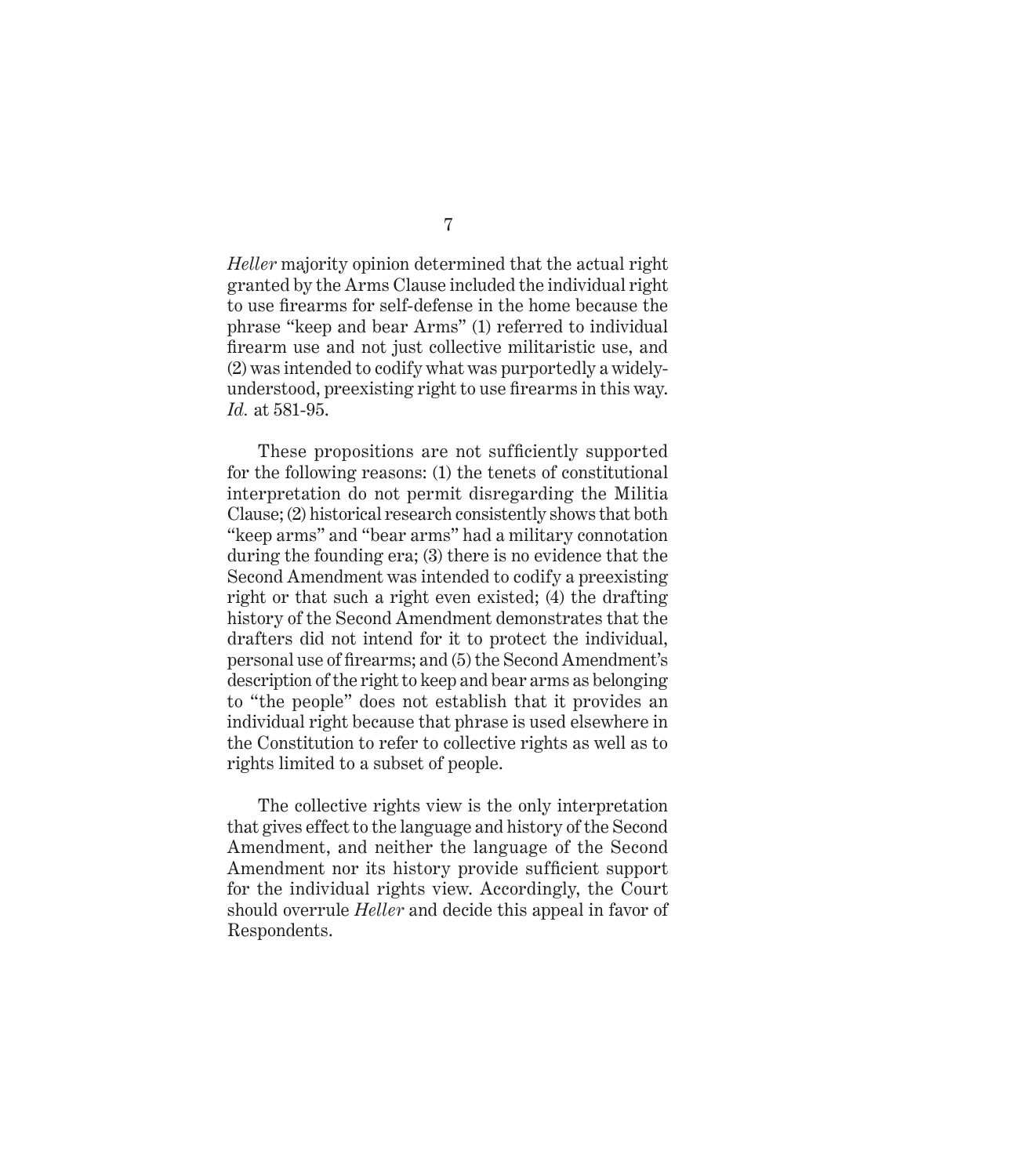*Heller* majority opinion determined that the actual right granted by the Arms Clause included the individual right to use firearms for self-defense in the home because the phrase "keep and bear Arms" (1) referred to individual firearm use and not just collective militaristic use, and (2) was intended to codify what was purportedly a widely-understood, preexisting right to use firearms in this way. *Id.* at 581-95.

These propositions are not sufficiently supported for the following reasons: (1) the tenets of constitutional interpretation do not permit disregarding the Militia Clause; (2) historical research consistently shows that both "keep arms" and "bear arms" had a military connotation during the founding era; (3) there is no evidence that the Second Amendment was intended to codify a preexisting right or that such a right even existed; (4) the drafting history of the Second Amendment demonstrates that the drafters did not intend for it to protect the individual, personal use of firearms; and (5) the Second Amendment's description of the right to keep and bear arms as belonging to "the people" does not establish that it provides an individual right because that phrase is used elsewhere in the Constitution to refer to collective rights as well as to rights limited to a subset of people.

The collective rights view is the only interpretation that gives effect to the language and history of the Second Amendment, and neither the language of the Second Amendment nor its history provide sufficient support for the individual rights view. Accordingly, the Court should overrule *Heller* and decide this appeal in favor of Respondents.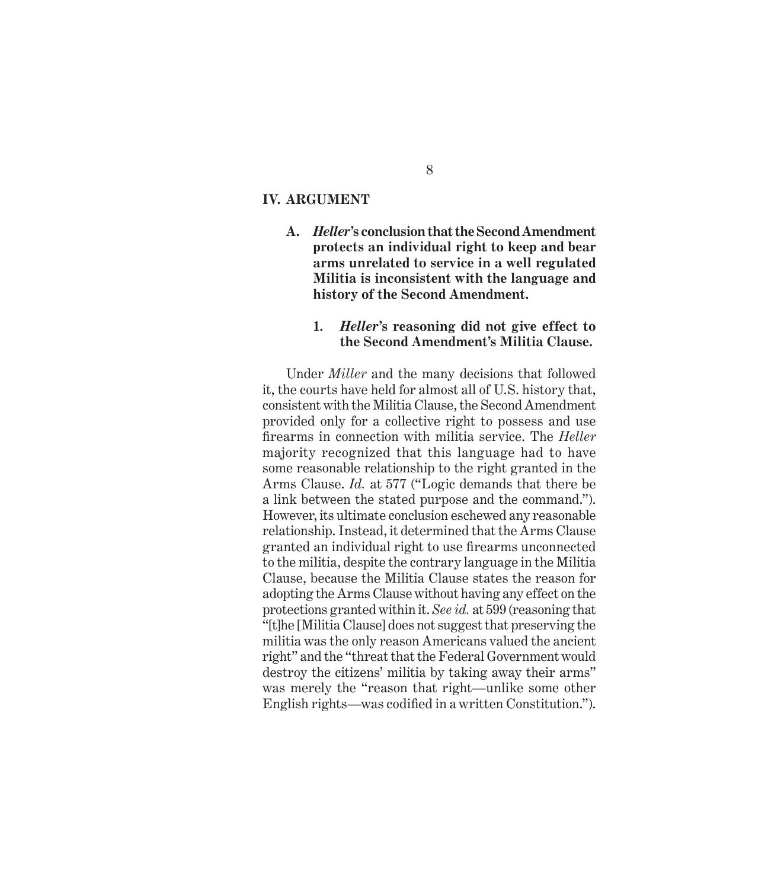## IV. ARGUMENT

### A. *Heller*'s conclusion that the Second Amendment protects an individual right to keep and bear arms unrelated to service in a well regulated Militia is inconsistent with the language and history of the Second Amendment.

#### 1. *Heller*'s reasoning did not give effect to the Second Amendment's Militia Clause.

Under *Miller* and the many decisions that followed it, the courts have held for almost all of U.S. history that, consistent with the Militia Clause, the Second Amendment provided only for a collective right to possess and use firearms in connection with militia service. The *Heller* majority recognized that this language had to have some reasonable relationship to the right granted in the Arms Clause. *Id.* at 577 ("Logic demands that there be a link between the stated purpose and the command."). However, its ultimate conclusion eschewed any reasonable relationship. Instead, it determined that the Arms Clause granted an individual right to use firearms unconnected to the militia, despite the contrary language in the Militia Clause, because the Militia Clause states the reason for adopting the Arms Clause without having any effect on the protections granted within it. *See id.* at 599 (reasoning that "[t]he [Militia Clause] does not suggest that preserving the militia was the only reason Americans valued the ancient right" and the "threat that the Federal Government would destroy the citizens' militia by taking away their arms" was merely the "reason that right—unlike some other English rights—was codified in a written Constitution.").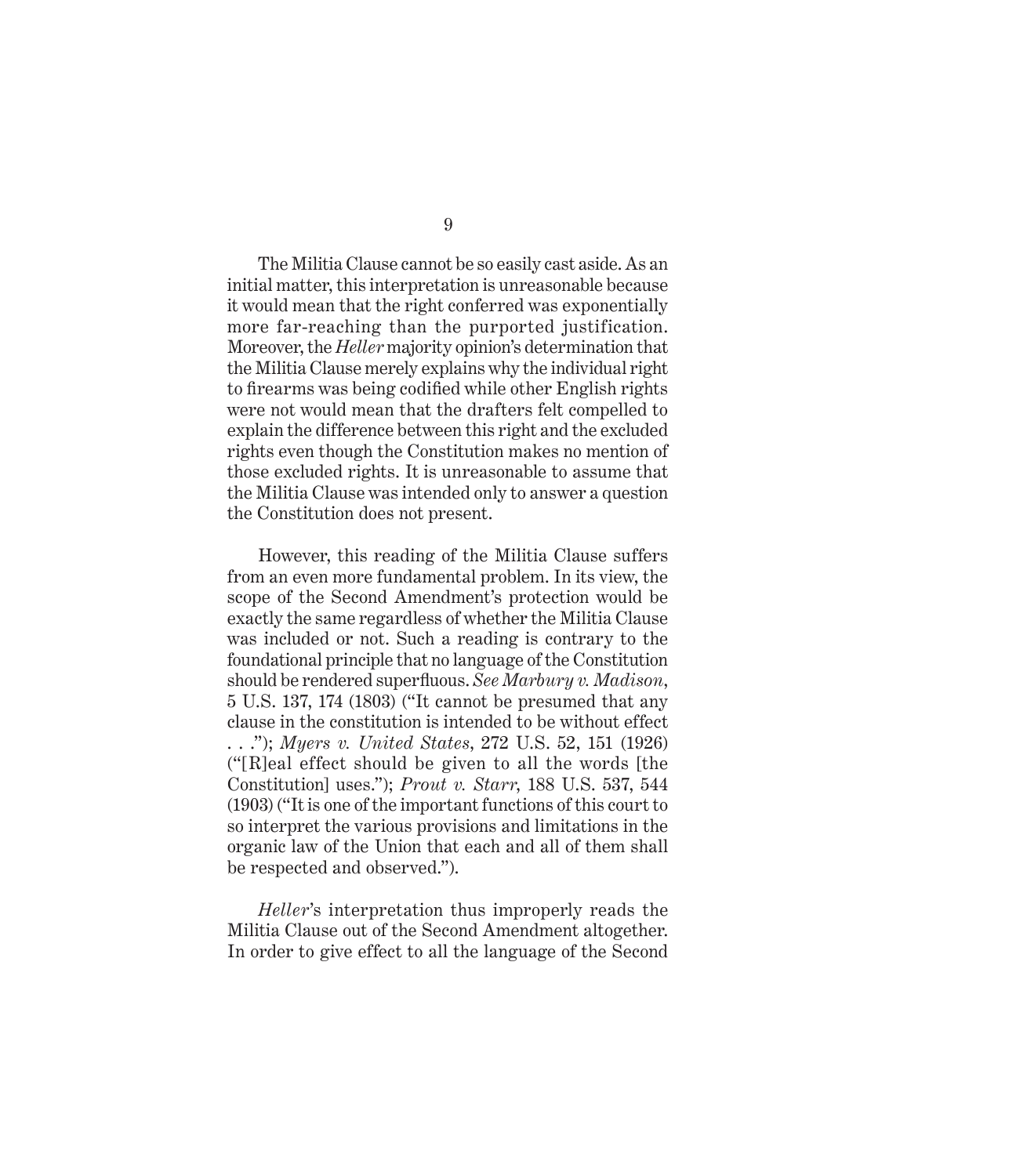The Militia Clause cannot be so easily cast aside. As an initial matter, this interpretation is unreasonable because it would mean that the right conferred was exponentially more far-reaching than the purported justification. Moreover, the *Heller* majority opinion's determination that the Militia Clause merely explains why the individual right to firearms was being codified while other English rights were not would mean that the drafters felt compelled to explain the difference between this right and the excluded rights even though the Constitution makes no mention of those excluded rights. It is unreasonable to assume that the Militia Clause was intended only to answer a question the Constitution does not present.

However, this reading of the Militia Clause suffers from an even more fundamental problem. In its view, the scope of the Second Amendment's protection would be exactly the same regardless of whether the Militia Clause was included or not. Such a reading is contrary to the foundational principle that no language of the Constitution should be rendered superfluous. *See Marbury v. Madison*, 5 U.S. 137, 174 (1803) ("It cannot be presumed that any clause in the constitution is intended to be without effect . . ."); *Myers v. United States*, 272 U.S. 52, 151 (1926) ("[R]eal effect should be given to all the words [the Constitution] uses."); *Prout v. Starr*, 188 U.S. 537, 544 (1903) ("It is one of the important functions of this court to so interpret the various provisions and limitations in the organic law of the Union that each and all of them shall be respected and observed.").

*Heller*'s interpretation thus improperly reads the Militia Clause out of the Second Amendment altogether. In order to give effect to all the language of the Second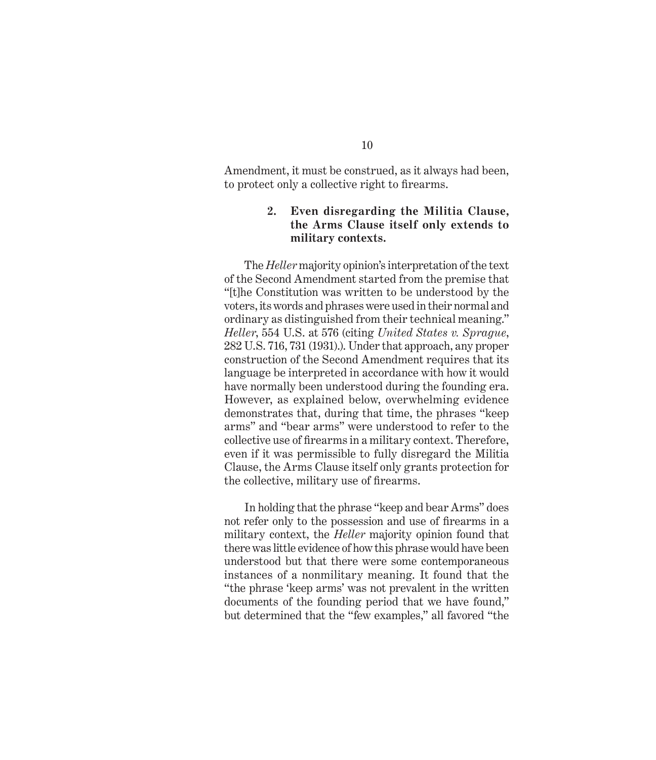Amendment, it must be construed, as it always had been, to protect only a collective right to firearms.

### 2. Even disregarding the Militia Clause, the Arms Clause itself only extends to military contexts.

The *Heller* majority opinion's interpretation of the text of the Second Amendment started from the premise that "[t]he Constitution was written to be understood by the voters, its words and phrases were used in their normal and ordinary as distinguished from their technical meaning." *Heller*, 554 U.S. at 576 (citing *United States v. Sprague*, 282 U.S. 716, 731 (1931).). Under that approach, any proper construction of the Second Amendment requires that its language be interpreted in accordance with how it would have normally been understood during the founding era. However, as explained below, overwhelming evidence demonstrates that, during that time, the phrases "keep arms" and "bear arms" were understood to refer to the collective use of firearms in a military context. Therefore, even if it was permissible to fully disregard the Militia Clause, the Arms Clause itself only grants protection for the collective, military use of firearms.

In holding that the phrase "keep and bear Arms" does not refer only to the possession and use of firearms in a military context, the *Heller* majority opinion found that there was little evidence of how this phrase would have been understood but that there were some contemporaneous instances of a nonmilitary meaning. It found that the "the phrase 'keep arms' was not prevalent in the written documents of the founding period that we have found," but determined that the "few examples," all favored "the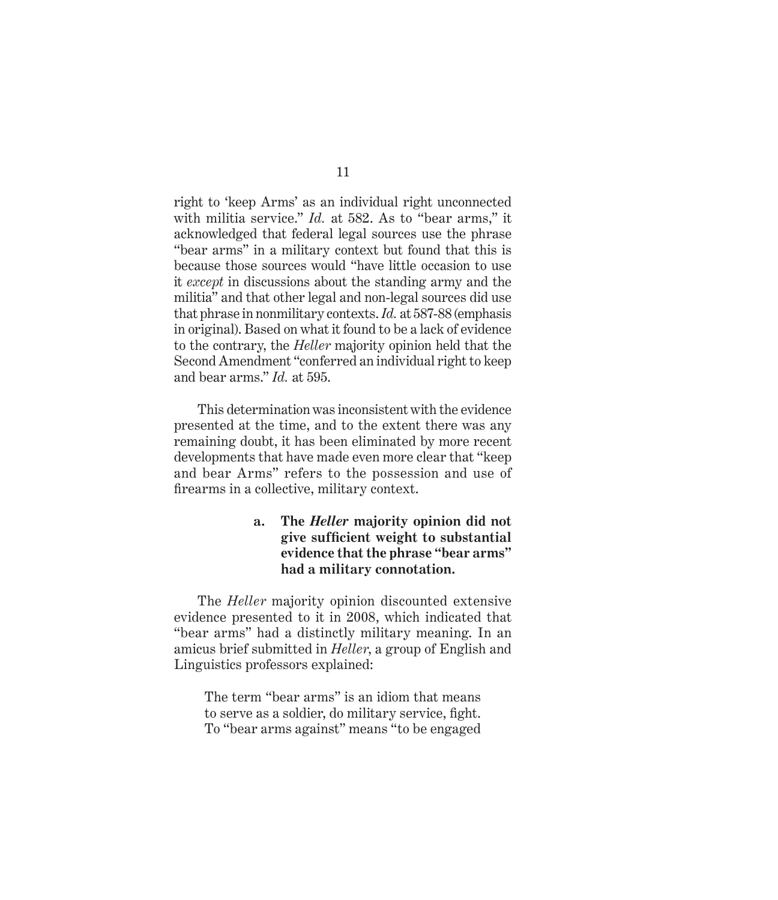right to 'keep Arms' as an individual right unconnected with militia service." *Id.* at 582. As to "bear arms," it acknowledged that federal legal sources use the phrase "bear arms" in a military context but found that this is because those sources would "have little occasion to use it *except* in discussions about the standing army and the militia" and that other legal and non-legal sources did use that phrase in nonmilitary contexts. *Id.* at 587-88 (emphasis in original). Based on what it found to be a lack of evidence to the contrary, the *Heller* majority opinion held that the Second Amendment "conferred an individual right to keep and bear arms." *Id.* at 595.

This determination was inconsistent with the evidence presented at the time, and to the extent there was any remaining doubt, it has been eliminated by more recent developments that have made even more clear that "keep and bear Arms" refers to the possession and use of firearms in a collective, military context.

**a. The *Heller* majority opinion did not give sufficient weight to substantial evidence that the phrase "bear arms" had a military connotation.**

The *Heller* majority opinion discounted extensive evidence presented to it in 2008, which indicated that "bear arms" had a distinctly military meaning. In an amicus brief submitted in *Heller*, a group of English and Linguistics professors explained:

> The term "bear arms" is an idiom that means to serve as a soldier, do military service, fight. To "bear arms against" means "to be engaged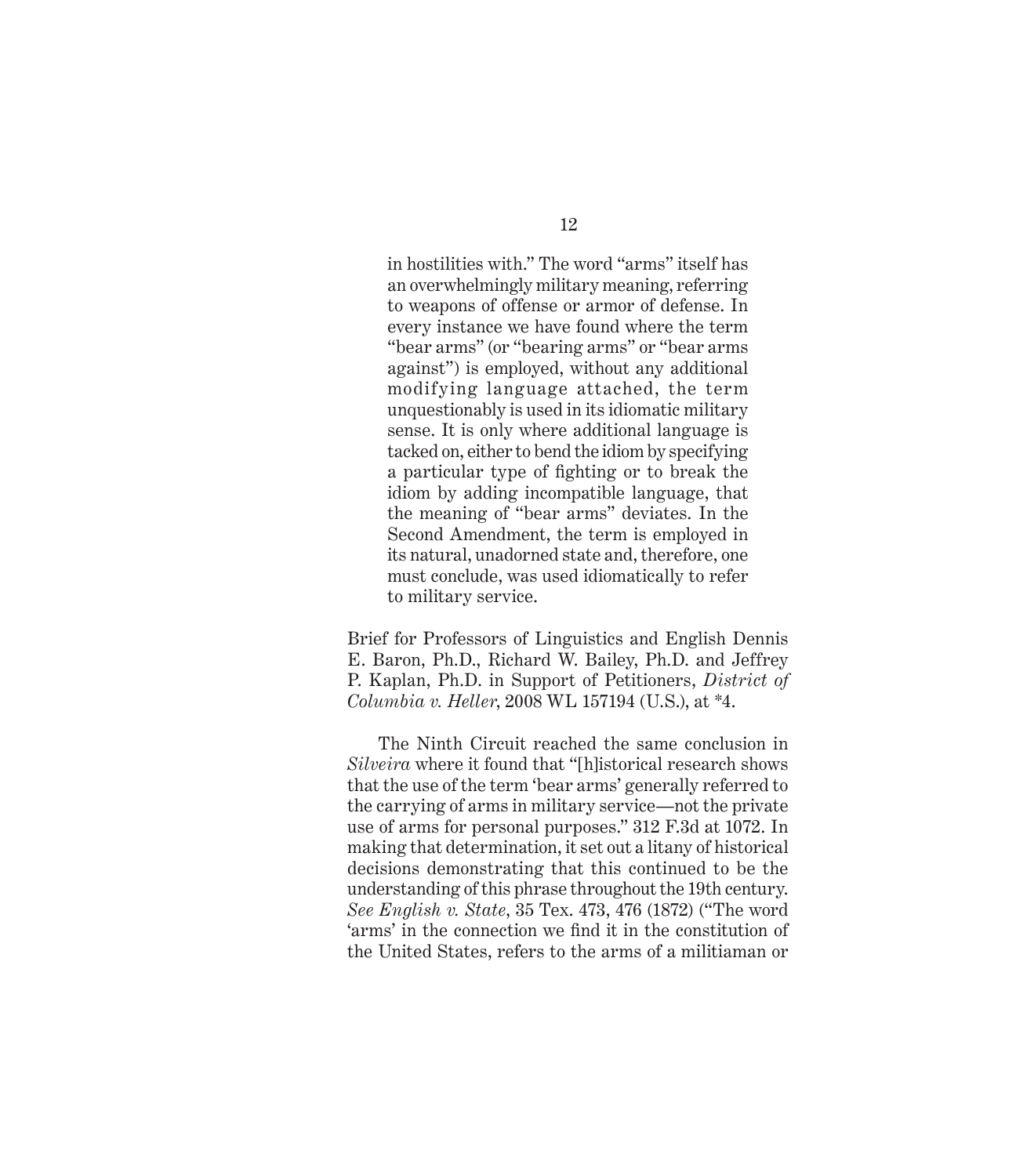> in hostilities with." The word "arms" itself has an overwhelmingly military meaning, referring to weapons of offense or armor of defense. In every instance we have found where the term "bear arms" (or "bearing arms" or "bear arms against") is employed, without any additional modifying language attached, the term unquestionably is used in its idiomatic military sense. It is only where additional language is tacked on, either to bend the idiom by specifying a particular type of fighting or to break the idiom by adding incompatible language, that the meaning of "bear arms" deviates. In the Second Amendment, the term is employed in its natural, unadorned state and, therefore, one must conclude, was used idiomatically to refer to military service.

Brief for Professors of Linguistics and English Dennis E. Baron, Ph.D., Richard W. Bailey, Ph.D. and Jeffrey P. Kaplan, Ph.D. in Support of Petitioners, *District of Columbia v. Heller*, 2008 WL 157194 (U.S.), at *4.

The Ninth Circuit reached the same conclusion in *Silveira* where it found that "[h]istorical research shows that the use of the term 'bear arms' generally referred to the carrying of arms in military service—not the private use of arms for personal purposes." 312 F.3d at 1072. In making that determination, it set out a litany of historical decisions demonstrating that this continued to be the understanding of this phrase throughout the 19th century. *See English v. State*, 35 Tex. 473, 476 (1872) ("The word 'arms' in the connection we find it in the constitution of the United States, refers to the arms of a militiaman or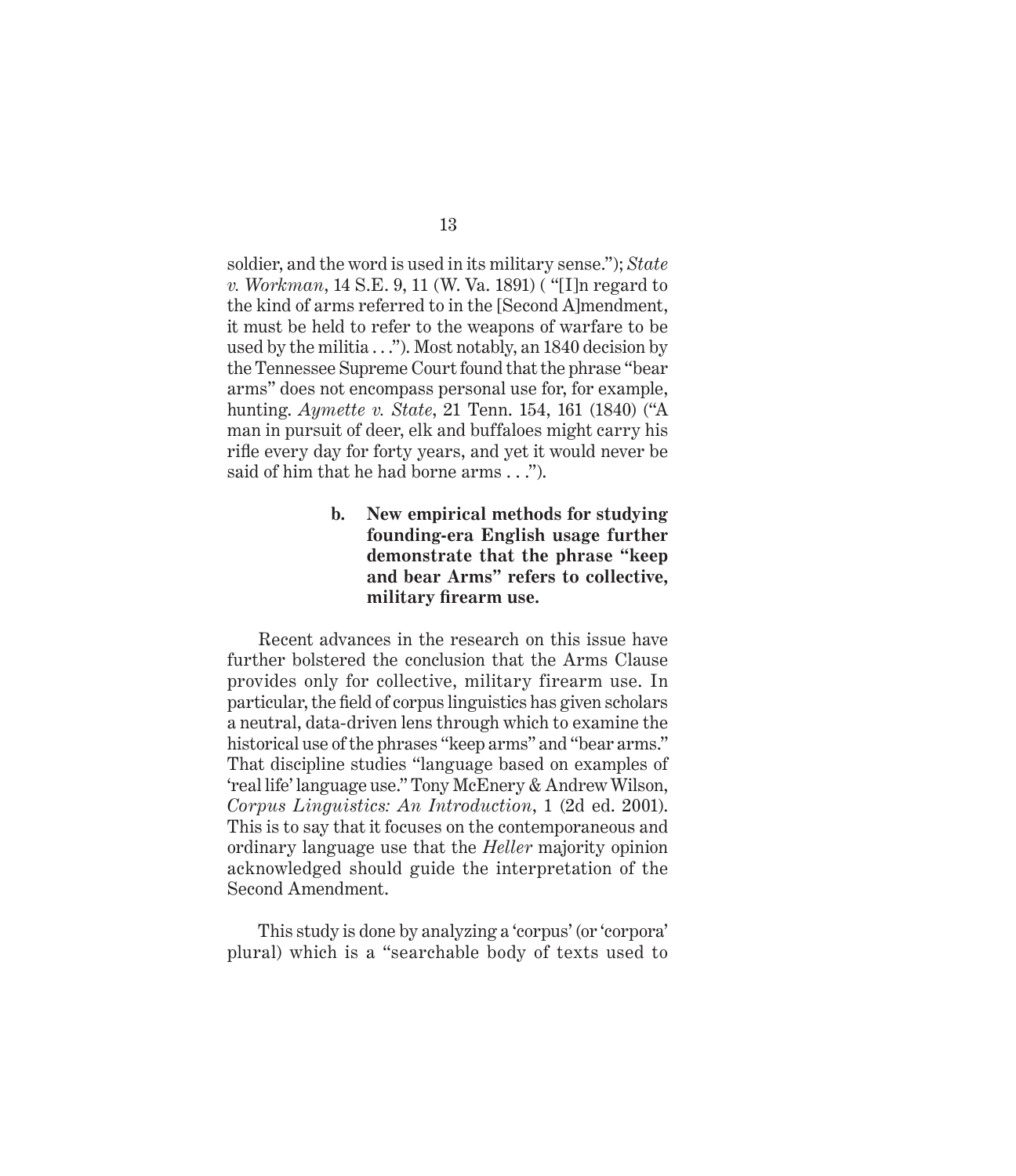soldier, and the word is used in its military sense."); *State v. Workman*, 14 S.E. 9, 11 (W. Va. 1891) ( "[I]n regard to the kind of arms referred to in the [Second A]mendment, it must be held to refer to the weapons of warfare to be used by the militia . . ."). Most notably, an 1840 decision by the Tennessee Supreme Court found that the phrase "bear arms" does not encompass personal use for, for example, hunting. *Aymette v. State*, 21 Tenn. 154, 161 (1840) ("A man in pursuit of deer, elk and buffaloes might carry his rifle every day for forty years, and yet it would never be said of him that he had borne arms . . .").

**b. New empirical methods for studying founding-era English usage further demonstrate that the phrase "keep and bear Arms" refers to collective, military firearm use.**

Recent advances in the research on this issue have further bolstered the conclusion that the Arms Clause provides only for collective, military firearm use. In particular, the field of corpus linguistics has given scholars a neutral, data-driven lens through which to examine the historical use of the phrases "keep arms" and "bear arms." That discipline studies "language based on examples of 'real life' language use." Tony McEnery & Andrew Wilson, *Corpus Linguistics: An Introduction*, 1 (2d ed. 2001). This is to say that it focuses on the contemporaneous and ordinary language use that the *Heller* majority opinion acknowledged should guide the interpretation of the Second Amendment.

This study is done by analyzing a 'corpus' (or 'corpora' plural) which is a "searchable body of texts used to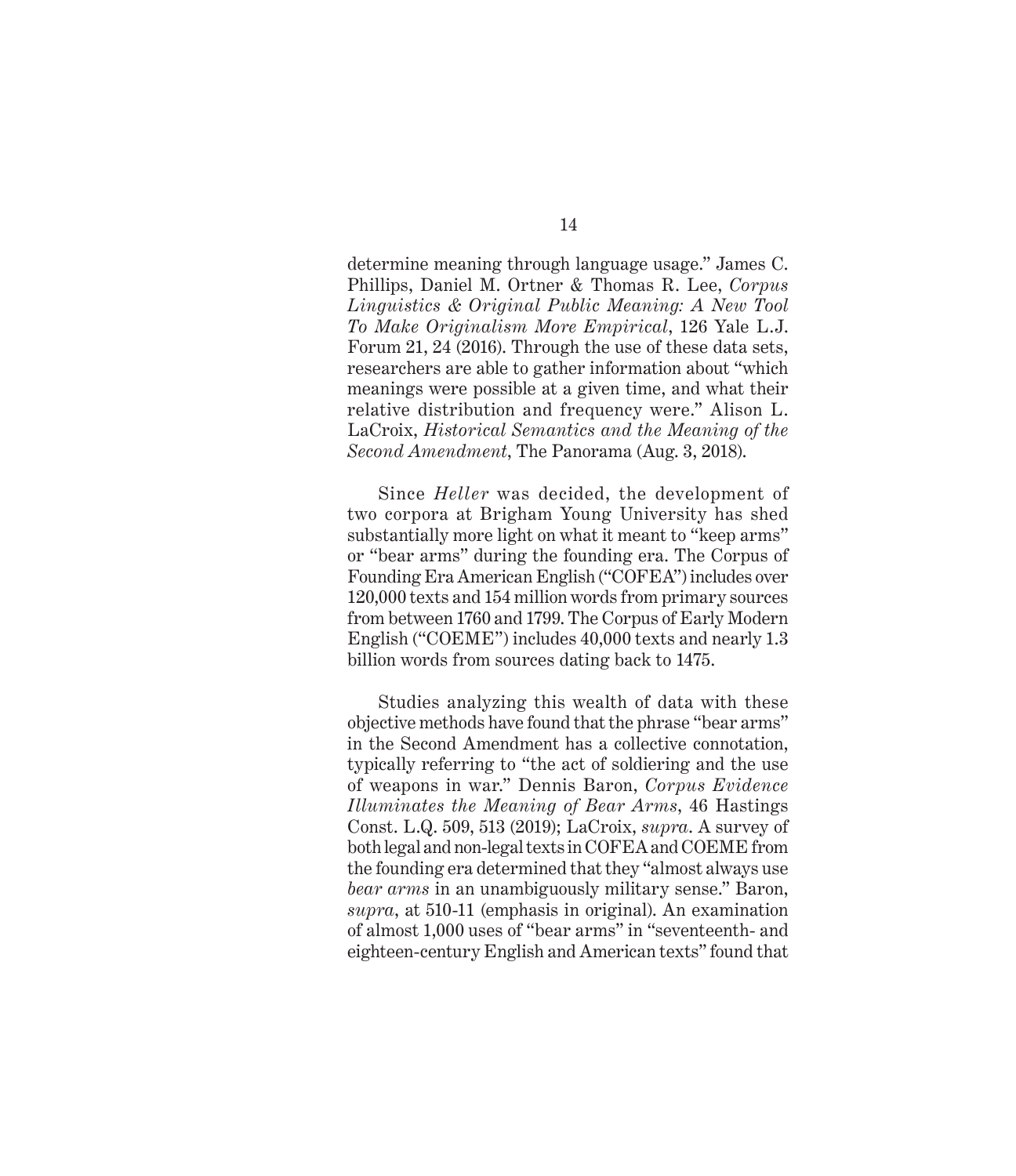determine meaning through language usage." James C. Phillips, Daniel M. Ortner & Thomas R. Lee, *Corpus Linguistics & Original Public Meaning: A New Tool To Make Originalism More Empirical*, 126 Yale L.J. Forum 21, 24 (2016). Through the use of these data sets, researchers are able to gather information about "which meanings were possible at a given time, and what their relative distribution and frequency were." Alison L. LaCroix, *Historical Semantics and the Meaning of the Second Amendment*, The Panorama (Aug. 3, 2018).

Since *Heller* was decided, the development of two corpora at Brigham Young University has shed substantially more light on what it meant to "keep arms" or "bear arms" during the founding era. The Corpus of Founding Era American English ("COFEA") includes over 120,000 texts and 154 million words from primary sources from between 1760 and 1799. The Corpus of Early Modern English ("COEME") includes 40,000 texts and nearly 1.3 billion words from sources dating back to 1475.

Studies analyzing this wealth of data with these objective methods have found that the phrase "bear arms" in the Second Amendment has a collective connotation, typically referring to "the act of soldiering and the use of weapons in war." Dennis Baron, *Corpus Evidence Illuminates the Meaning of Bear Arms*, 46 Hastings Const. L.Q. 509, 513 (2019); LaCroix, *supra*. A survey of both legal and non-legal texts in COFEA and COEME from the founding era determined that they "almost always use *bear arms* in an unambiguously military sense." Baron, *supra*, at 510-11 (emphasis in original). An examination of almost 1,000 uses of "bear arms" in "seventeenth- and eighteen-century English and American texts" found that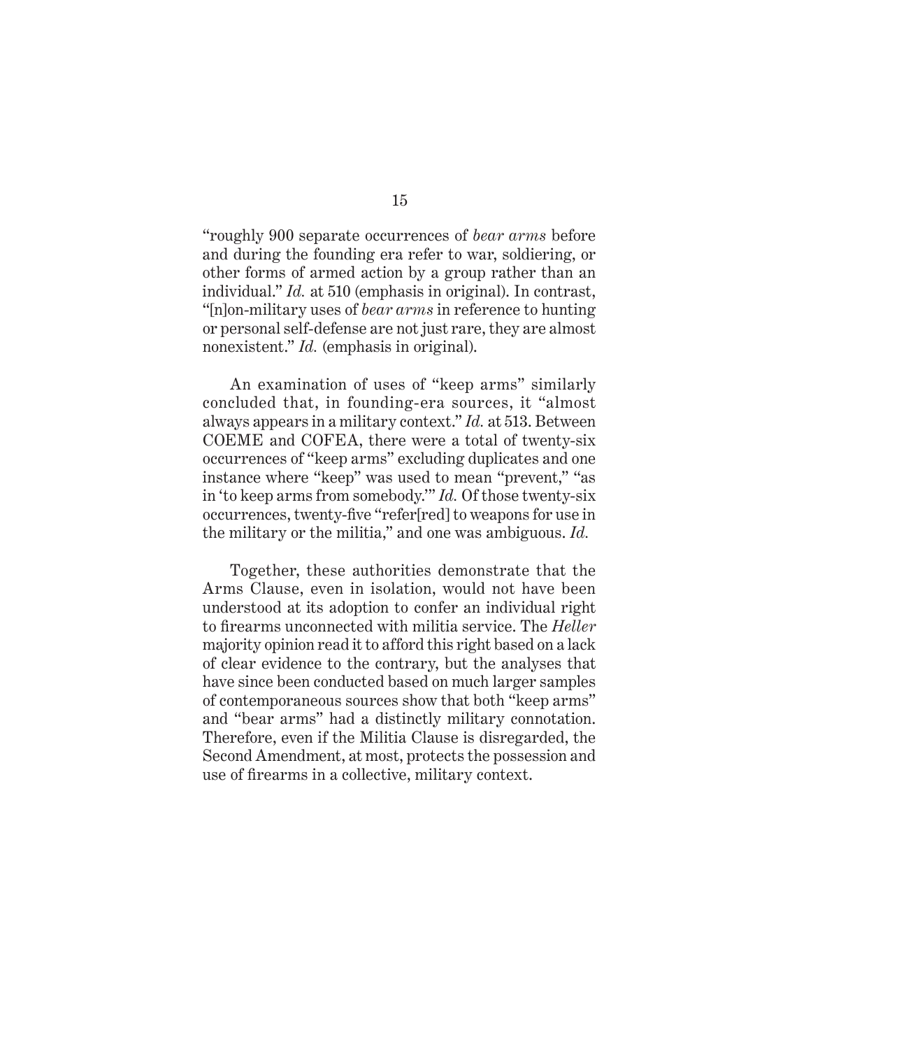"roughly 900 separate occurrences of *bear arms* before and during the founding era refer to war, soldiering, or other forms of armed action by a group rather than an individual." *Id.* at 510 (emphasis in original). In contrast, "[n]on-military uses of *bear arms* in reference to hunting or personal self-defense are not just rare, they are almost nonexistent." *Id.* (emphasis in original).

An examination of uses of "keep arms" similarly concluded that, in founding-era sources, it "almost always appears in a military context." *Id.* at 513. Between COEME and COFEA, there were a total of twenty-six occurrences of "keep arms" excluding duplicates and one instance where "keep" was used to mean "prevent," "as in 'to keep arms from somebody.'" *Id.* Of those twenty-six occurrences, twenty-five "refer[red] to weapons for use in the military or the militia," and one was ambiguous. *Id.*

Together, these authorities demonstrate that the Arms Clause, even in isolation, would not have been understood at its adoption to confer an individual right to firearms unconnected with militia service. The *Heller* majority opinion read it to afford this right based on a lack of clear evidence to the contrary, but the analyses that have since been conducted based on much larger samples of contemporaneous sources show that both "keep arms" and "bear arms" had a distinctly military connotation. Therefore, even if the Militia Clause is disregarded, the Second Amendment, at most, protects the possession and use of firearms in a collective, military context.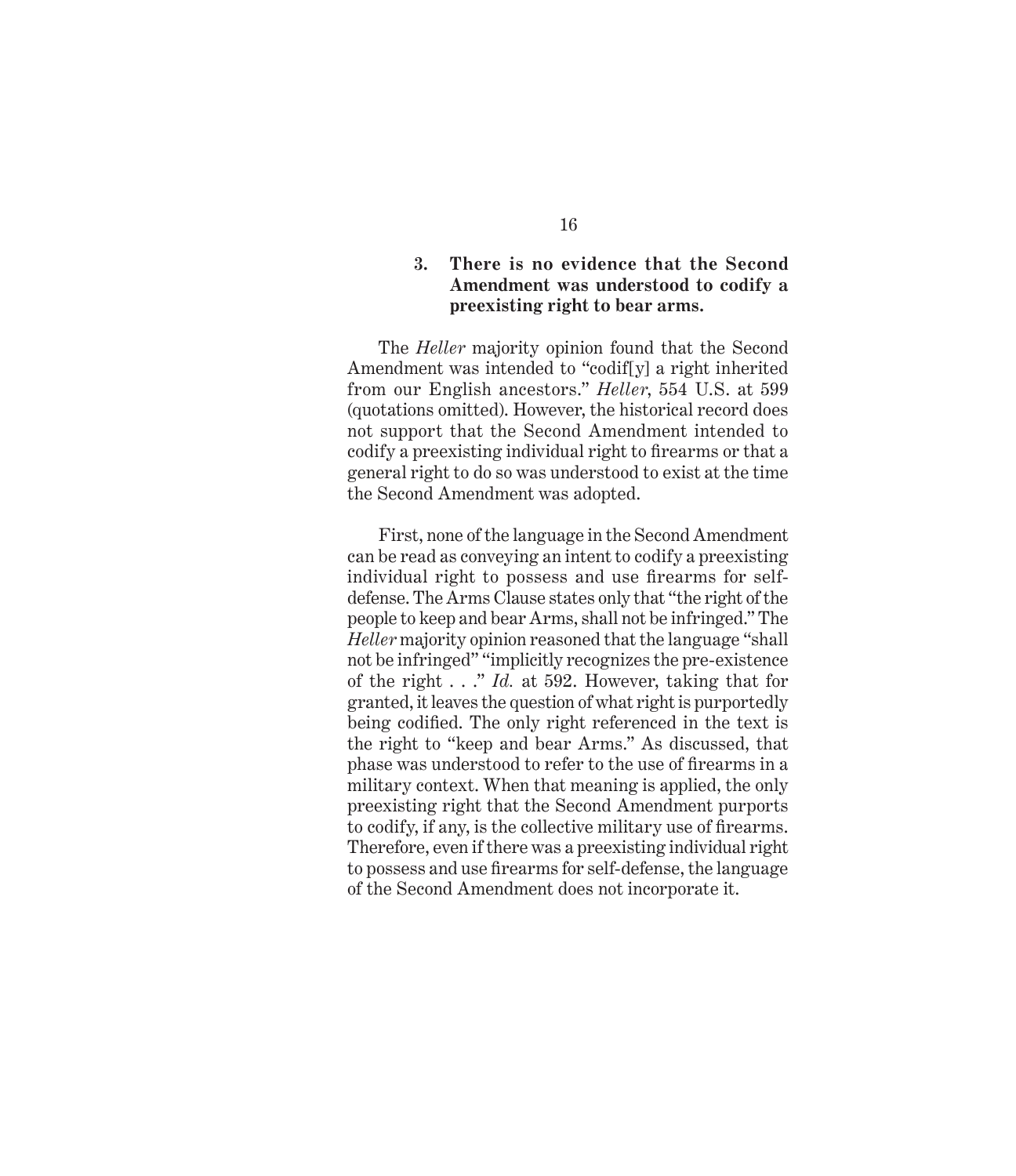### 3. There is no evidence that the Second Amendment was understood to codify a preexisting right to bear arms.

The *Heller* majority opinion found that the Second Amendment was intended to "codif[y] a right inherited from our English ancestors." *Heller*, 554 U.S. at 599 (quotations omitted). However, the historical record does not support that the Second Amendment intended to codify a preexisting individual right to firearms or that a general right to do so was understood to exist at the time the Second Amendment was adopted.

First, none of the language in the Second Amendment can be read as conveying an intent to codify a preexisting individual right to possess and use firearms for self-defense. The Arms Clause states only that "the right of the people to keep and bear Arms, shall not be infringed." The *Heller* majority opinion reasoned that the language "shall not be infringed" "implicitly recognizes the pre-existence of the right . . ." *Id.* at 592. However, taking that for granted, it leaves the question of what right is purportedly being codified. The only right referenced in the text is the right to "keep and bear Arms." As discussed, that phase was understood to refer to the use of firearms in a military context. When that meaning is applied, the only preexisting right that the Second Amendment purports to codify, if any, is the collective military use of firearms. Therefore, even if there was a preexisting individual right to possess and use firearms for self-defense, the language of the Second Amendment does not incorporate it.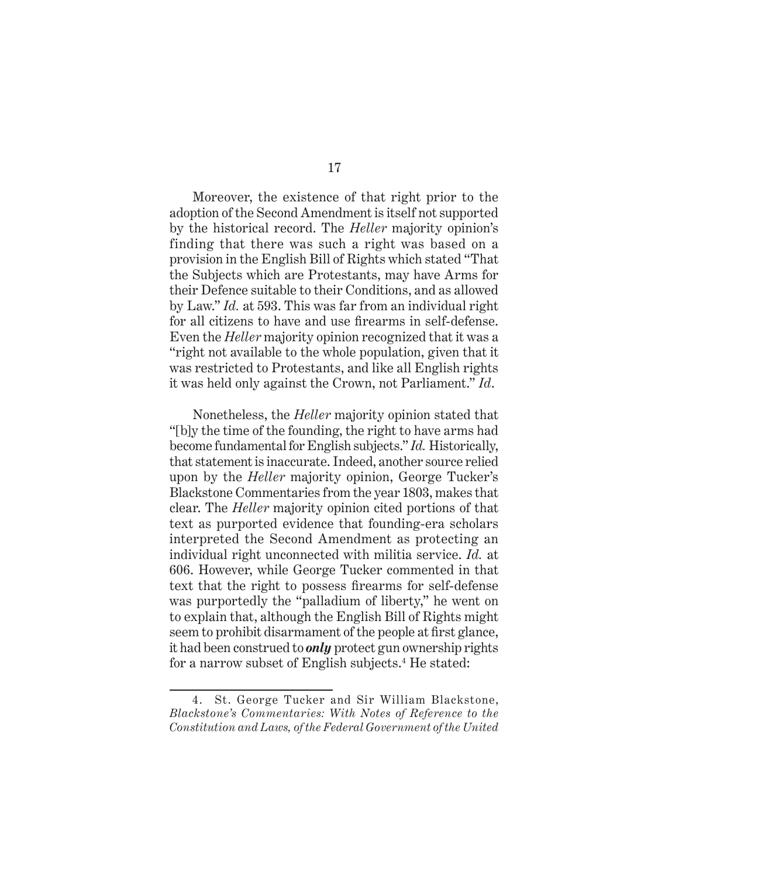Moreover, the existence of that right prior to the adoption of the Second Amendment is itself not supported by the historical record. The *Heller* majority opinion's finding that there was such a right was based on a provision in the English Bill of Rights which stated "That the Subjects which are Protestants, may have Arms for their Defence suitable to their Conditions, and as allowed by Law." *Id.* at 593. This was far from an individual right for all citizens to have and use firearms in self-defense. Even the *Heller* majority opinion recognized that it was a "right not available to the whole population, given that it was restricted to Protestants, and like all English rights it was held only against the Crown, not Parliament." *Id*.

Nonetheless, the *Heller* majority opinion stated that "[b]y the time of the founding, the right to have arms had become fundamental for English subjects." *Id.* Historically, that statement is inaccurate. Indeed, another source relied upon by the *Heller* majority opinion, George Tucker's Blackstone Commentaries from the year 1803, makes that clear. The *Heller* majority opinion cited portions of that text as purported evidence that founding-era scholars interpreted the Second Amendment as protecting an individual right unconnected with militia service. *Id.* at 606. However, while George Tucker commented in that text that the right to possess firearms for self-defense was purportedly the "palladium of liberty," he went on to explain that, although the English Bill of Rights might seem to prohibit disarmament of the people at first glance, it had been construed to ***only*** protect gun ownership rights for a narrow subset of English subjects.[4] He stated:

4. St. George Tucker and Sir William Blackstone, *Blackstone's Commentaries: With Notes of Reference to the Constitution and Laws, of the Federal Government of the United*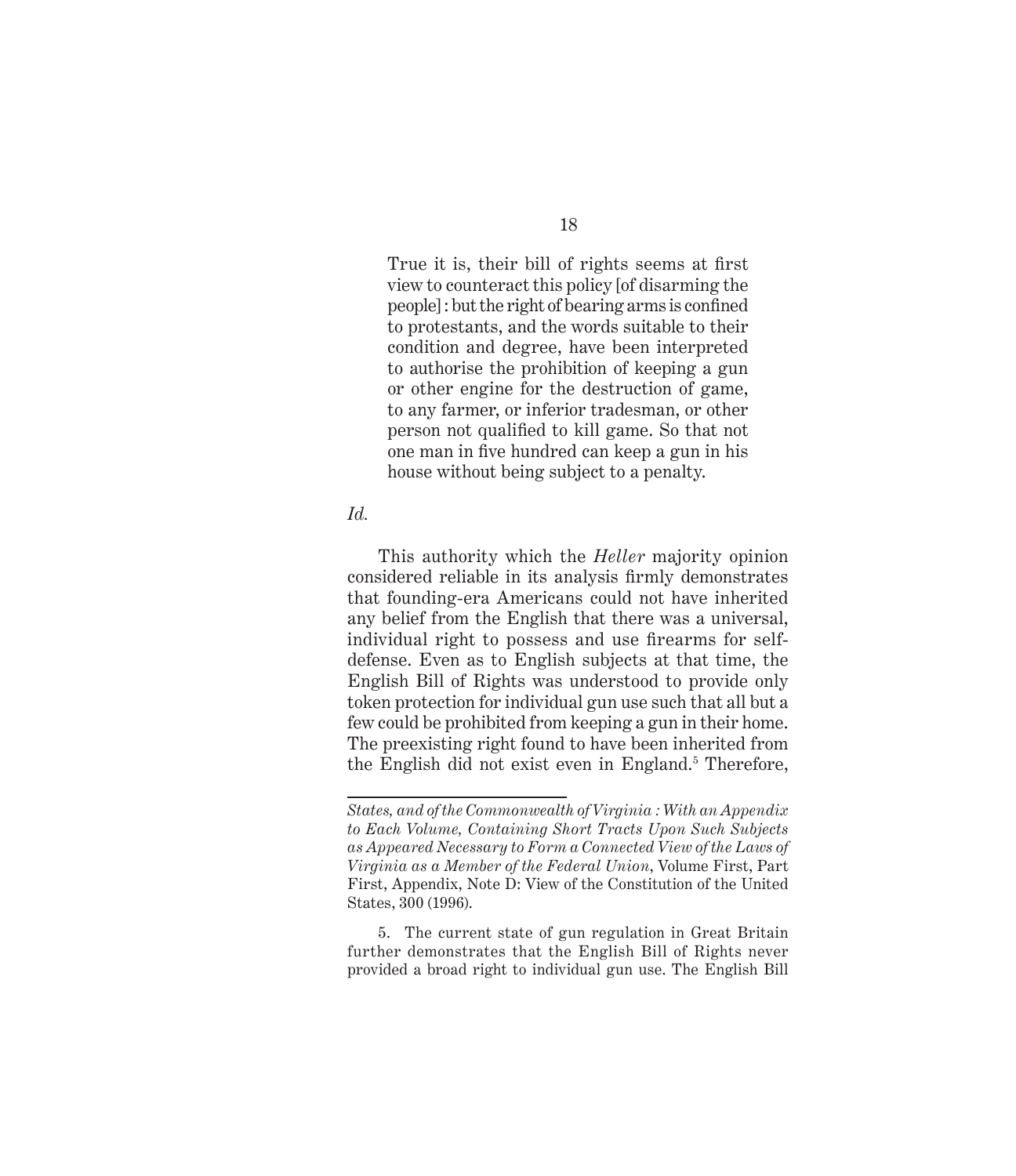> True it is, their bill of rights seems at first view to counteract this policy [of disarming the people] : but the right of bearing arms is confined to protestants, and the words suitable to their condition and degree, have been interpreted to authorise the prohibition of keeping a gun or other engine for the destruction of game, to any farmer, or inferior tradesman, or other person not qualified to kill game. So that not one man in five hundred can keep a gun in his house without being subject to a penalty.

*Id.*

This authority which the *Heller* majority opinion considered reliable in its analysis firmly demonstrates that founding-era Americans could not have inherited any belief from the English that there was a universal, individual right to possess and use firearms for self-defense. Even as to English subjects at that time, the English Bill of Rights was understood to provide only token protection for individual gun use such that all but a few could be prohibited from keeping a gun in their home. The preexisting right found to have been inherited from the English did not exist even in England.[5] Therefore,

---

*States, and of the Commonwealth of Virginia : With an Appendix to Each Volume, Containing Short Tracts Upon Such Subjects as Appeared Necessary to Form a Connected View of the Laws of Virginia as a Member of the Federal Union*, Volume First, Part First, Appendix, Note D: View of the Constitution of the United States, 300 (1996).

5. The current state of gun regulation in Great Britain further demonstrates that the English Bill of Rights never provided a broad right to individual gun use. The English Bill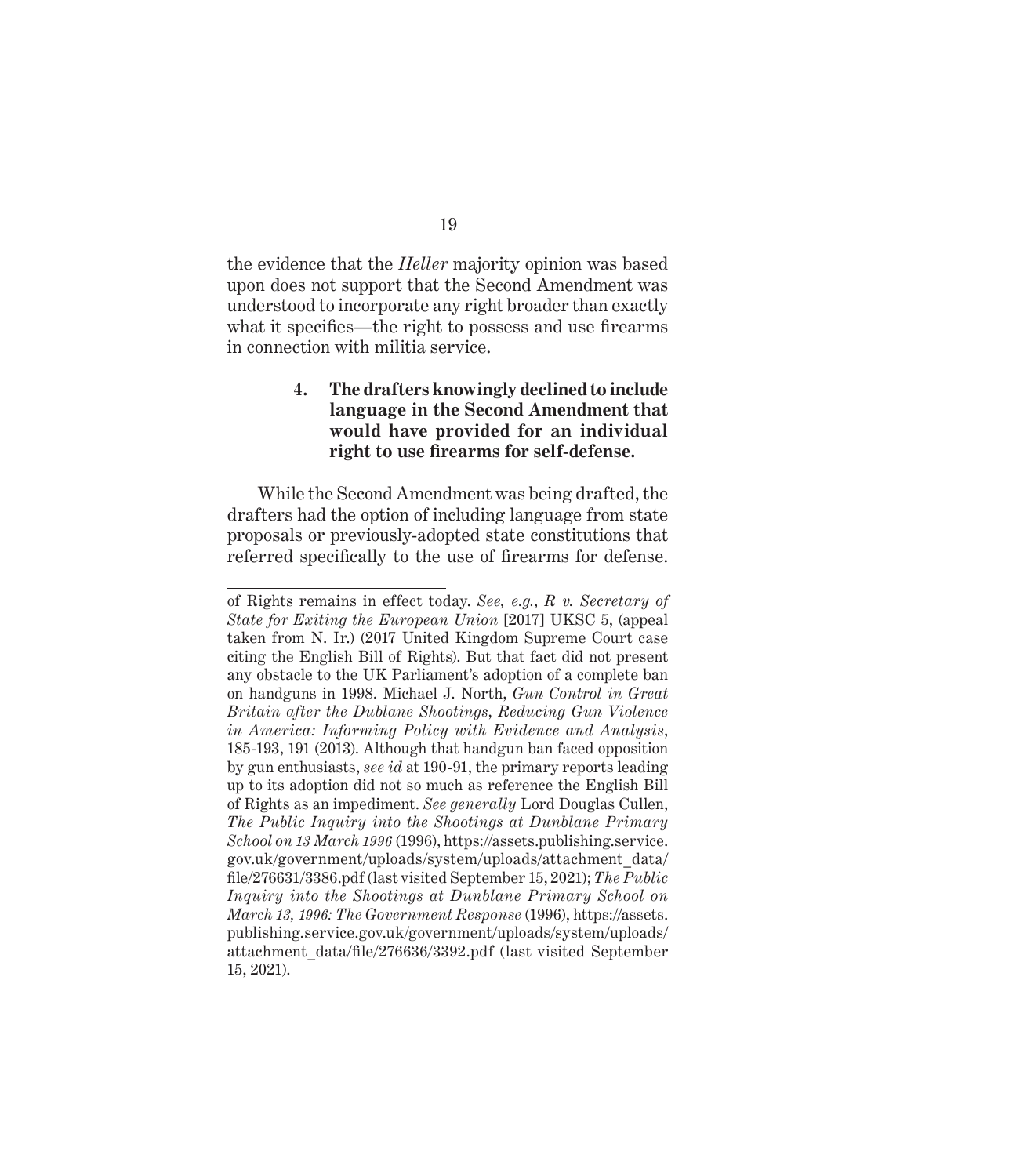the evidence that the *Heller* majority opinion was based upon does not support that the Second Amendment was understood to incorporate any right broader than exactly what it specifies—the right to possess and use firearms in connection with militia service.

#### 4. The drafters knowingly declined to include language in the Second Amendment that would have provided for an individual right to use firearms for self-defense.

While the Second Amendment was being drafted, the drafters had the option of including language from state proposals or previously-adopted state constitutions that referred specifically to the use of firearms for defense.

---

of Rights remains in effect today. *See, e.g.*, *R v. Secretary of State for Exiting the European Union* [2017] UKSC 5, (appeal taken from N. Ir.) (2017 United Kingdom Supreme Court case citing the English Bill of Rights). But that fact did not present any obstacle to the UK Parliament's adoption of a complete ban on handguns in 1998. Michael J. North, *Gun Control in Great Britain after the Dublane Shootings*, *Reducing Gun Violence in America: Informing Policy with Evidence and Analysis*, 185-193, 191 (2013). Although that handgun ban faced opposition by gun enthusiasts, *see id* at 190-91, the primary reports leading up to its adoption did not so much as reference the English Bill of Rights as an impediment. *See generally* Lord Douglas Cullen, *The Public Inquiry into the Shootings at Dunblane Primary School on 13 March 1996* (1996), https://assets.publishing.service.gov.uk/government/uploads/system/uploads/attachment_data/file/276631/3386.pdf (last visited September 15, 2021); *The Public Inquiry into the Shootings at Dunblane Primary School on March 13, 1996: The Government Response* (1996), https://assets.publishing.service.gov.uk/government/uploads/system/uploads/attachment_data/file/276636/3392.pdf (last visited September 15, 2021).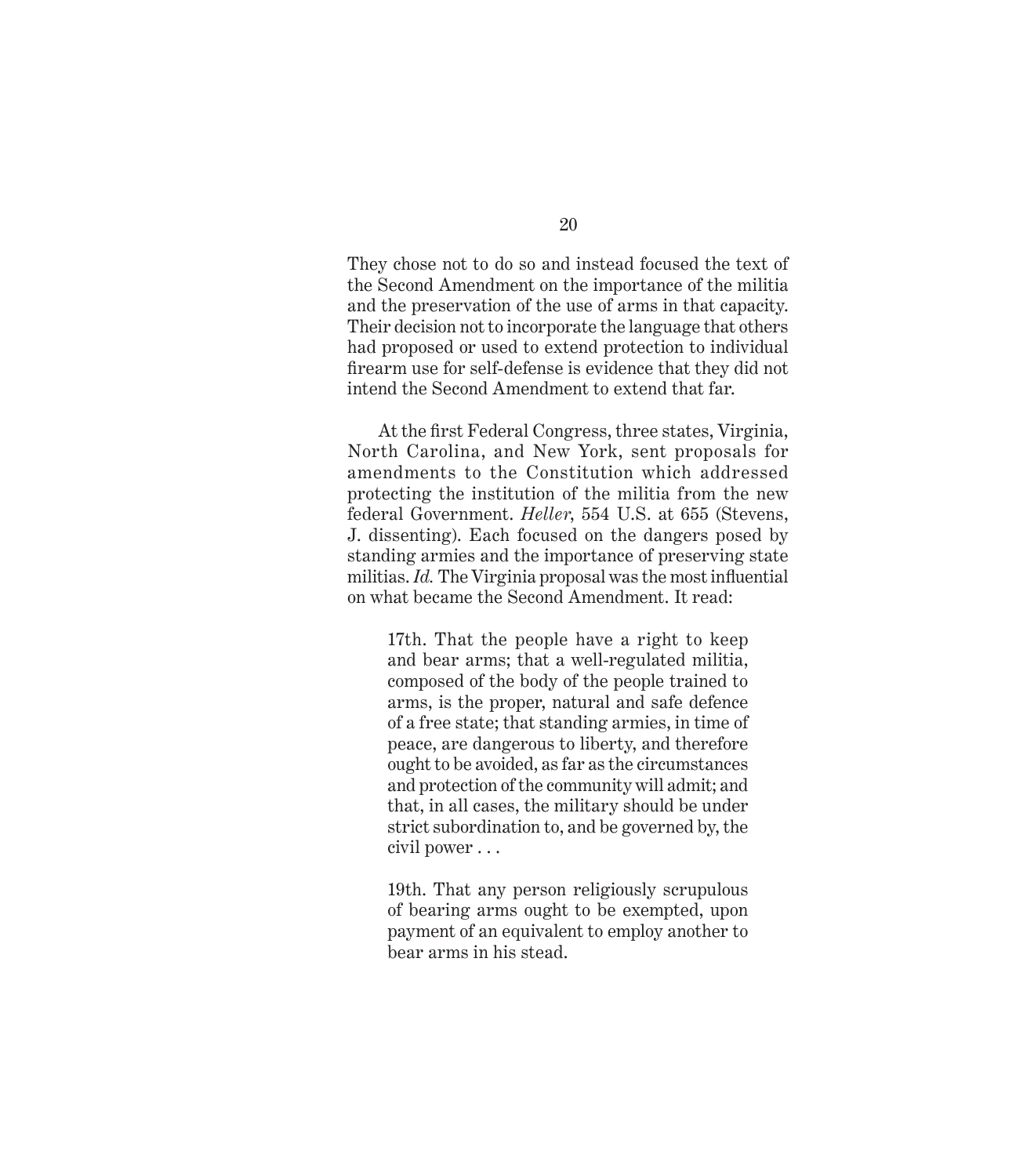They chose not to do so and instead focused the text of the Second Amendment on the importance of the militia and the preservation of the use of arms in that capacity. Their decision not to incorporate the language that others had proposed or used to extend protection to individual firearm use for self-defense is evidence that they did not intend the Second Amendment to extend that far.

At the first Federal Congress, three states, Virginia, North Carolina, and New York, sent proposals for amendments to the Constitution which addressed protecting the institution of the militia from the new federal Government. *Heller*, 554 U.S. at 655 (Stevens, J. dissenting). Each focused on the dangers posed by standing armies and the importance of preserving state militias. *Id.* The Virginia proposal was the most influential on what became the Second Amendment. It read:

> 17th. That the people have a right to keep and bear arms; that a well-regulated militia, composed of the body of the people trained to arms, is the proper, natural and safe defence of a free state; that standing armies, in time of peace, are dangerous to liberty, and therefore ought to be avoided, as far as the circumstances and protection of the community will admit; and that, in all cases, the military should be under strict subordination to, and be governed by, the civil power . . .
>
> 19th. That any person religiously scrupulous of bearing arms ought to be exempted, upon payment of an equivalent to employ another to bear arms in his stead.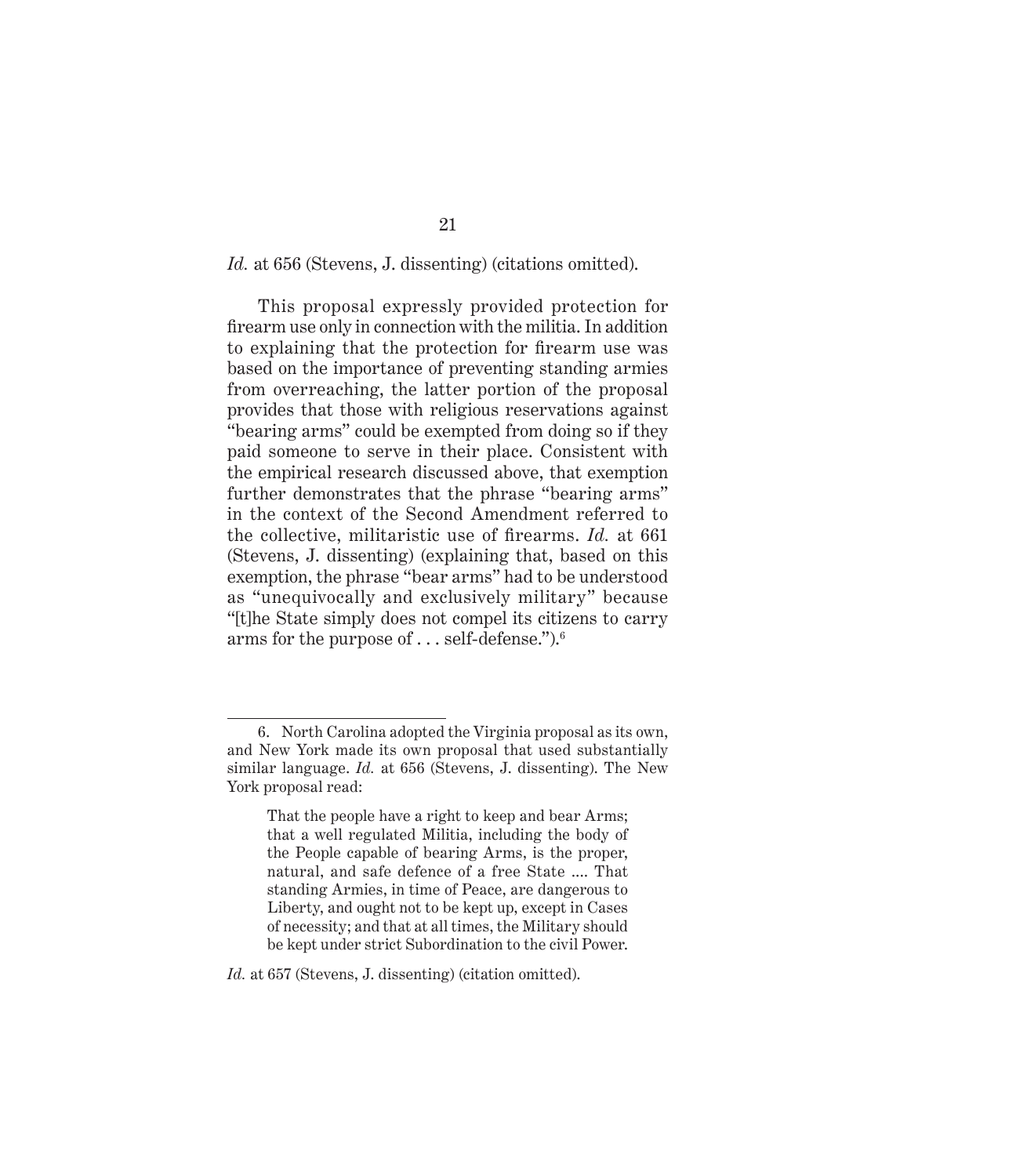*Id.* at 656 (Stevens, J. dissenting) (citations omitted).

This proposal expressly provided protection for firearm use only in connection with the militia. In addition to explaining that the protection for firearm use was based on the importance of preventing standing armies from overreaching, the latter portion of the proposal provides that those with religious reservations against "bearing arms" could be exempted from doing so if they paid someone to serve in their place. Consistent with the empirical research discussed above, that exemption further demonstrates that the phrase "bearing arms" in the context of the Second Amendment referred to the collective, militaristic use of firearms. *Id.* at 661 (Stevens, J. dissenting) (explaining that, based on this exemption, the phrase "bear arms" had to be understood as "unequivocally and exclusively military" because "[t]he State simply does not compel its citizens to carry arms for the purpose of . . . self-defense.").[6]

---

6. North Carolina adopted the Virginia proposal as its own, and New York made its own proposal that used substantially similar language. *Id.* at 656 (Stevens, J. dissenting). The New York proposal read:

> That the people have a right to keep and bear Arms; that a well regulated Militia, including the body of the People capable of bearing Arms, is the proper, natural, and safe defence of a free State .... That standing Armies, in time of Peace, are dangerous to Liberty, and ought not to be kept up, except in Cases of necessity; and that at all times, the Military should be kept under strict Subordination to the civil Power.

*Id.* at 657 (Stevens, J. dissenting) (citation omitted).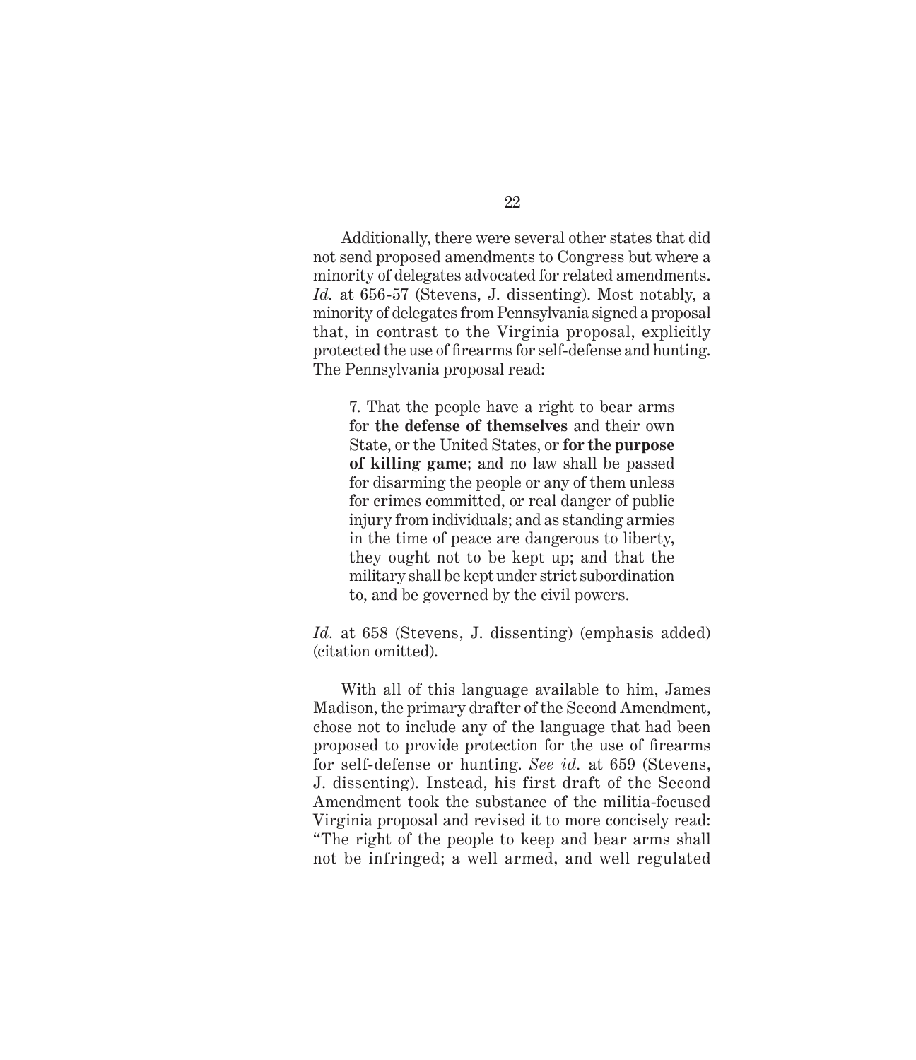Additionally, there were several other states that did not send proposed amendments to Congress but where a minority of delegates advocated for related amendments. *Id.* at 656-57 (Stevens, J. dissenting). Most notably, a minority of delegates from Pennsylvania signed a proposal that, in contrast to the Virginia proposal, explicitly protected the use of firearms for self-defense and hunting. The Pennsylvania proposal read:

> 7. That the people have a right to bear arms for **the defense of themselves** and their own State, or the United States, or **for the purpose of killing game**; and no law shall be passed for disarming the people or any of them unless for crimes committed, or real danger of public injury from individuals; and as standing armies in the time of peace are dangerous to liberty, they ought not to be kept up; and that the military shall be kept under strict subordination to, and be governed by the civil powers.

*Id.* at 658 (Stevens, J. dissenting) (emphasis added) (citation omitted).

With all of this language available to him, James Madison, the primary drafter of the Second Amendment, chose not to include any of the language that had been proposed to provide protection for the use of firearms for self-defense or hunting. *See id.* at 659 (Stevens, J. dissenting). Instead, his first draft of the Second Amendment took the substance of the militia-focused Virginia proposal and revised it to more concisely read: "The right of the people to keep and bear arms shall not be infringed; a well armed, and well regulated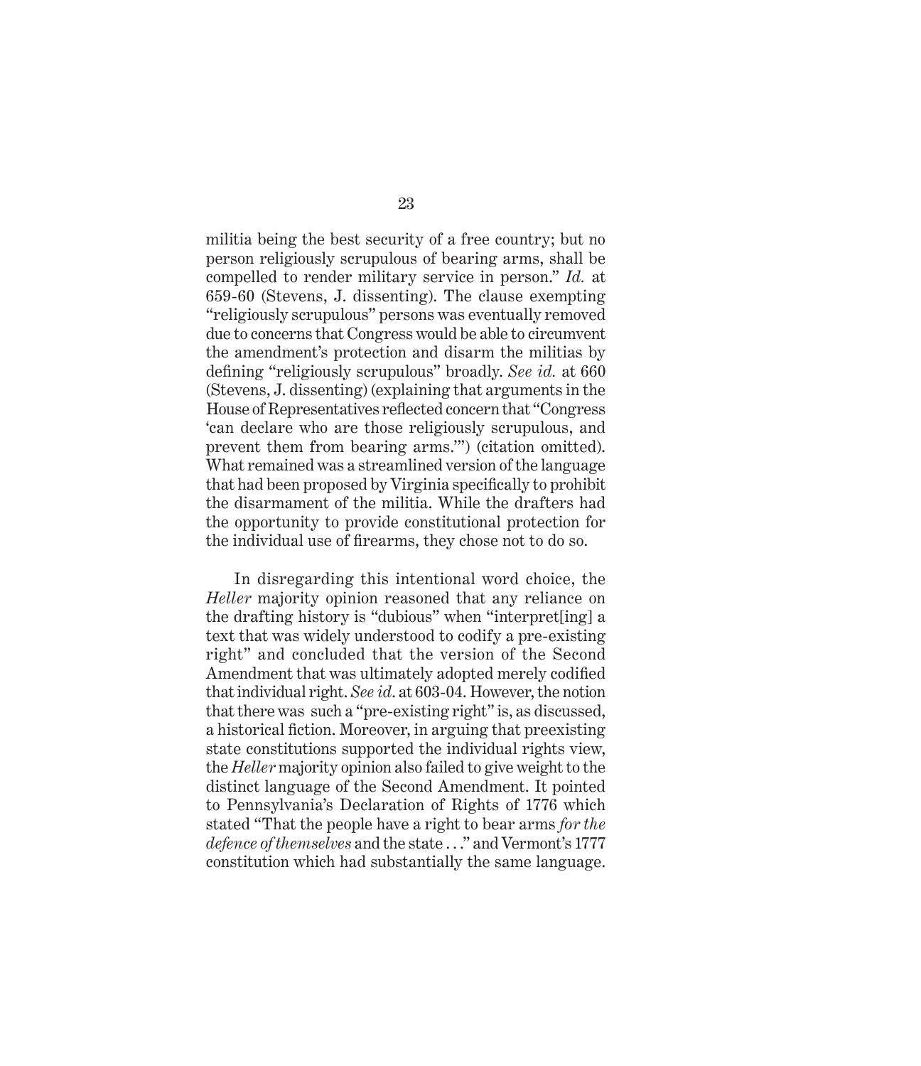militia being the best security of a free country; but no person religiously scrupulous of bearing arms, shall be compelled to render military service in person." *Id.* at 659-60 (Stevens, J. dissenting). The clause exempting "religiously scrupulous" persons was eventually removed due to concerns that Congress would be able to circumvent the amendment's protection and disarm the militias by defining "religiously scrupulous" broadly. *See id.* at 660 (Stevens, J. dissenting) (explaining that arguments in the House of Representatives reflected concern that "Congress 'can declare who are those religiously scrupulous, and prevent them from bearing arms.'") (citation omitted). What remained was a streamlined version of the language that had been proposed by Virginia specifically to prohibit the disarmament of the militia. While the drafters had the opportunity to provide constitutional protection for the individual use of firearms, they chose not to do so.

In disregarding this intentional word choice, the *Heller* majority opinion reasoned that any reliance on the drafting history is "dubious" when "interpret[ing] a text that was widely understood to codify a pre-existing right" and concluded that the version of the Second Amendment that was ultimately adopted merely codified that individual right. *See id.* at 603-04. However, the notion that there was such a "pre-existing right" is, as discussed, a historical fiction. Moreover, in arguing that preexisting state constitutions supported the individual rights view, the *Heller* majority opinion also failed to give weight to the distinct language of the Second Amendment. It pointed to Pennsylvania's Declaration of Rights of 1776 which stated "That the people have a right to bear arms *for the defence of themselves* and the state . . ." and Vermont's 1777 constitution which had substantially the same language.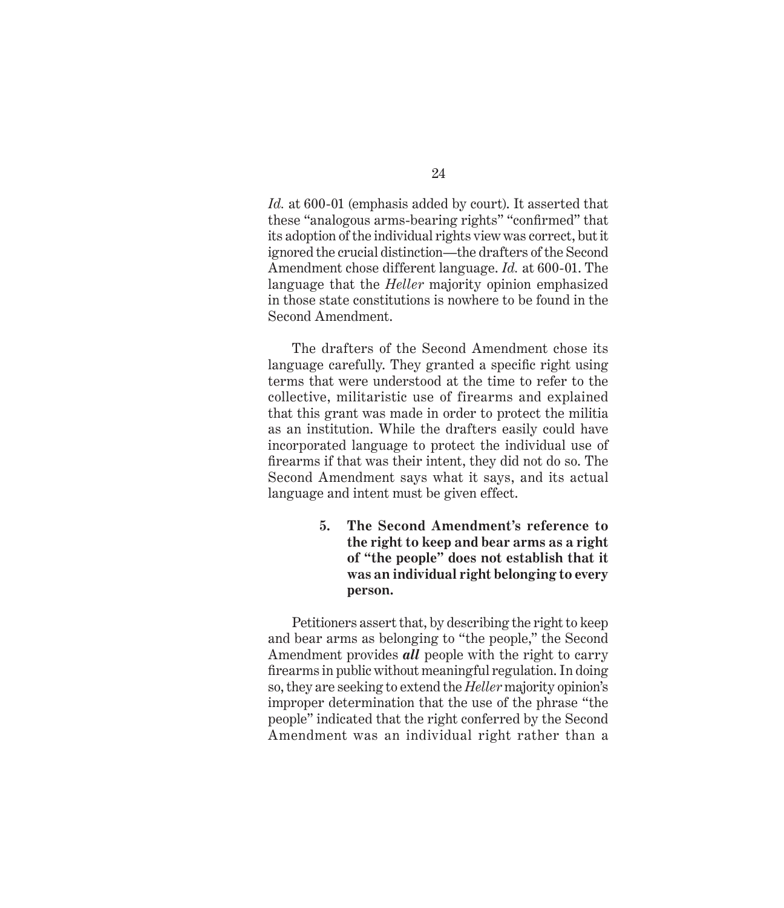*Id.* at 600-01 (emphasis added by court). It asserted that these "analogous arms-bearing rights" "confirmed" that its adoption of the individual rights view was correct, but it ignored the crucial distinction—the drafters of the Second Amendment chose different language. *Id.* at 600-01. The language that the *Heller* majority opinion emphasized in those state constitutions is nowhere to be found in the Second Amendment.

The drafters of the Second Amendment chose its language carefully. They granted a specific right using terms that were understood at the time to refer to the collective, militaristic use of firearms and explained that this grant was made in order to protect the militia as an institution. While the drafters easily could have incorporated language to protect the individual use of firearms if that was their intent, they did not do so. The Second Amendment says what it says, and its actual language and intent must be given effect.

**5. The Second Amendment's reference to the right to keep and bear arms as a right of "the people" does not establish that it was an individual right belonging to every person.**

Petitioners assert that, by describing the right to keep and bear arms as belonging to "the people," the Second Amendment provides ***all*** people with the right to carry firearms in public without meaningful regulation. In doing so, they are seeking to extend the *Heller* majority opinion's improper determination that the use of the phrase "the people" indicated that the right conferred by the Second Amendment was an individual right rather than a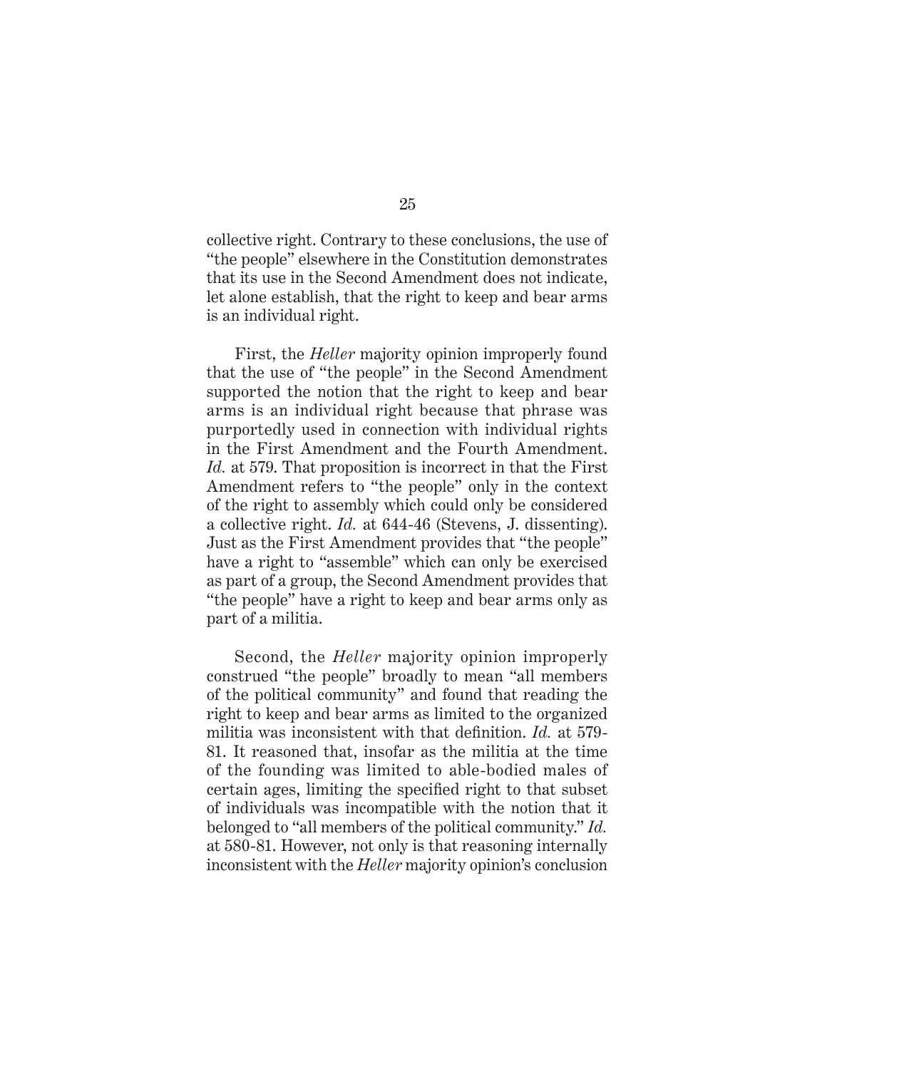collective right. Contrary to these conclusions, the use of "the people" elsewhere in the Constitution demonstrates that its use in the Second Amendment does not indicate, let alone establish, that the right to keep and bear arms is an individual right.

First, the *Heller* majority opinion improperly found that the use of "the people" in the Second Amendment supported the notion that the right to keep and bear arms is an individual right because that phrase was purportedly used in connection with individual rights in the First Amendment and the Fourth Amendment. *Id.* at 579. That proposition is incorrect in that the First Amendment refers to "the people" only in the context of the right to assembly which could only be considered a collective right. *Id.* at 644-46 (Stevens, J. dissenting). Just as the First Amendment provides that "the people" have a right to "assemble" which can only be exercised as part of a group, the Second Amendment provides that "the people" have a right to keep and bear arms only as part of a militia.

Second, the *Heller* majority opinion improperly construed "the people" broadly to mean "all members of the political community" and found that reading the right to keep and bear arms as limited to the organized militia was inconsistent with that definition. *Id.* at 579-81. It reasoned that, insofar as the militia at the time of the founding was limited to able-bodied males of certain ages, limiting the specified right to that subset of individuals was incompatible with the notion that it belonged to "all members of the political community." *Id.* at 580-81. However, not only is that reasoning internally inconsistent with the *Heller* majority opinion's conclusion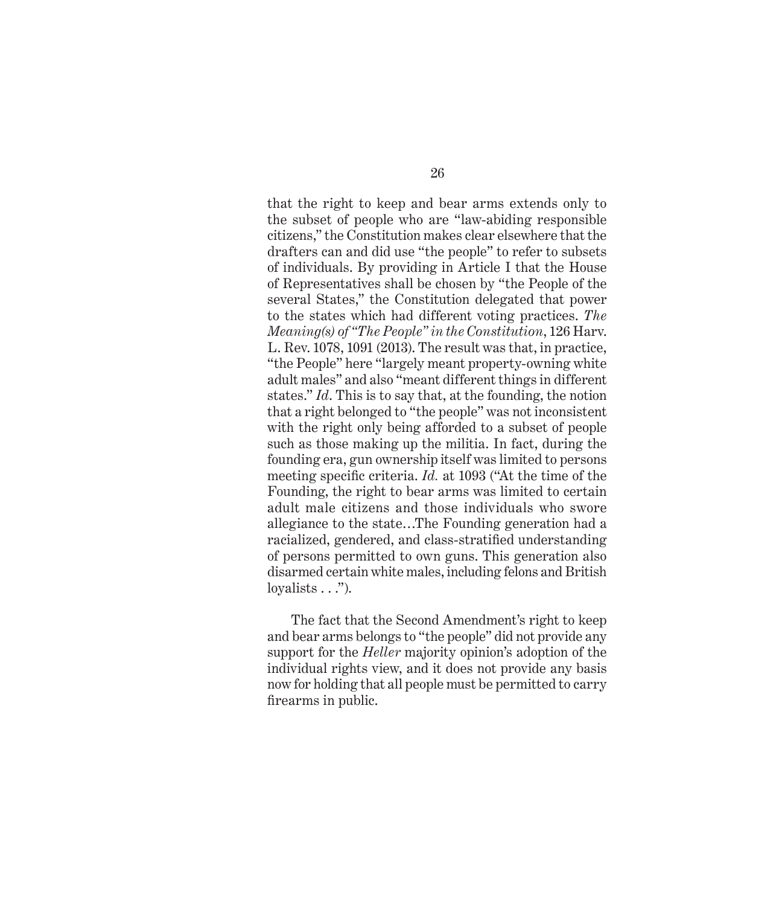that the right to keep and bear arms extends only to the subset of people who are "law-abiding responsible citizens," the Constitution makes clear elsewhere that the drafters can and did use "the people" to refer to subsets of individuals. By providing in Article I that the House of Representatives shall be chosen by "the People of the several States," the Constitution delegated that power to the states which had different voting practices. *The Meaning(s) of "The People" in the Constitution*, 126 Harv. L. Rev. 1078, 1091 (2013). The result was that, in practice, "the People" here "largely meant property-owning white adult males" and also "meant different things in different states." *Id*. This is to say that, at the founding, the notion that a right belonged to "the people" was not inconsistent with the right only being afforded to a subset of people such as those making up the militia. In fact, during the founding era, gun ownership itself was limited to persons meeting specific criteria. *Id.* at 1093 ("At the time of the Founding, the right to bear arms was limited to certain adult male citizens and those individuals who swore allegiance to the state…The Founding generation had a racialized, gendered, and class-stratified understanding of persons permitted to own guns. This generation also disarmed certain white males, including felons and British loyalists . . .").

The fact that the Second Amendment's right to keep and bear arms belongs to "the people" did not provide any support for the *Heller* majority opinion's adoption of the individual rights view, and it does not provide any basis now for holding that all people must be permitted to carry firearms in public.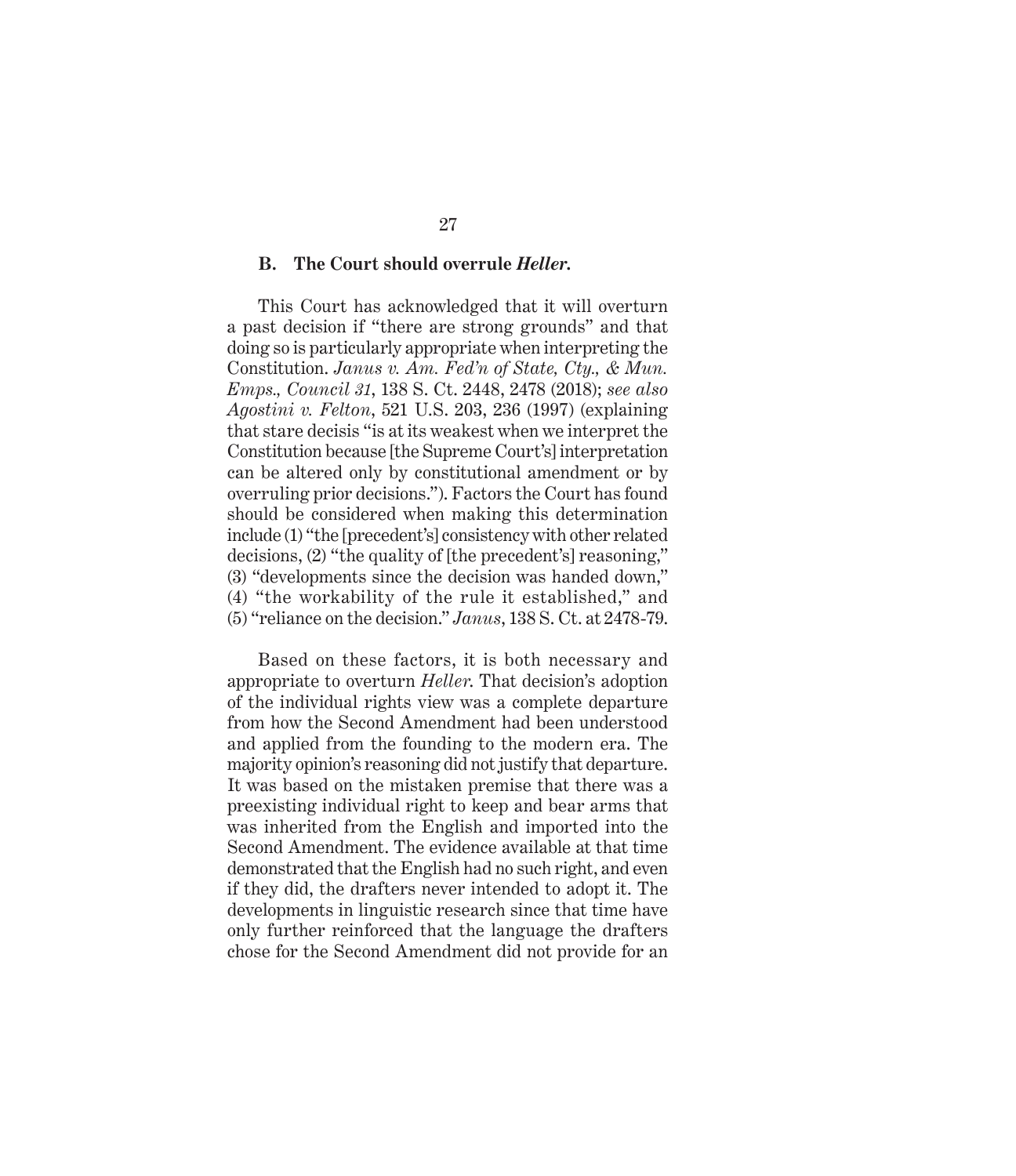### B. The Court should overrule *Heller*.

This Court has acknowledged that it will overturn a past decision if "there are strong grounds" and that doing so is particularly appropriate when interpreting the Constitution. *Janus v. Am. Fed'n of State, Cty., & Mun. Emps., Council 31*, 138 S. Ct. 2448, 2478 (2018); *see also Agostini v. Felton*, 521 U.S. 203, 236 (1997) (explaining that stare decisis "is at its weakest when we interpret the Constitution because [the Supreme Court's] interpretation can be altered only by constitutional amendment or by overruling prior decisions."). Factors the Court has found should be considered when making this determination include (1) "the [precedent's] consistency with other related decisions, (2) "the quality of [the precedent's] reasoning," (3) "developments since the decision was handed down," (4) "the workability of the rule it established," and (5) "reliance on the decision." *Janus*, 138 S. Ct. at 2478-79.

Based on these factors, it is both necessary and appropriate to overturn *Heller*. That decision's adoption of the individual rights view was a complete departure from how the Second Amendment had been understood and applied from the founding to the modern era. The majority opinion's reasoning did not justify that departure. It was based on the mistaken premise that there was a preexisting individual right to keep and bear arms that was inherited from the English and imported into the Second Amendment. The evidence available at that time demonstrated that the English had no such right, and even if they did, the drafters never intended to adopt it. The developments in linguistic research since that time have only further reinforced that the language the drafters chose for the Second Amendment did not provide for an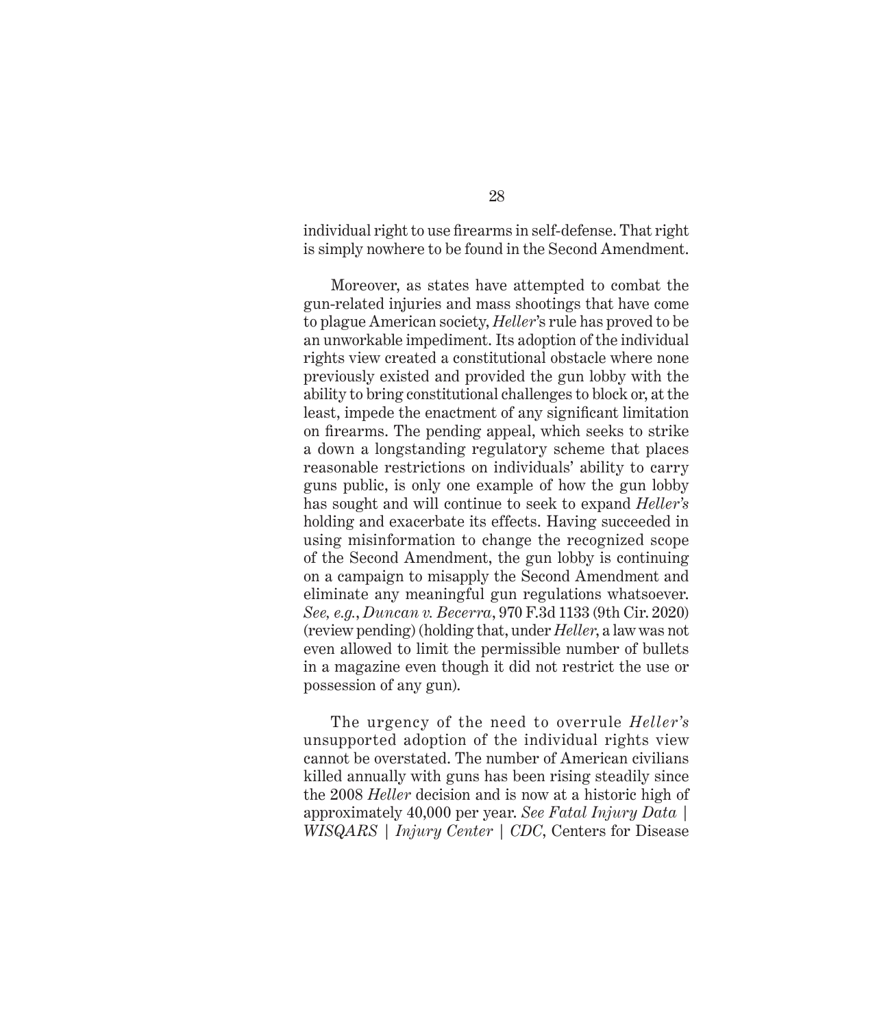individual right to use firearms in self-defense. That right is simply nowhere to be found in the Second Amendment.

Moreover, as states have attempted to combat the gun-related injuries and mass shootings that have come to plague American society, *Heller*'s rule has proved to be an unworkable impediment. Its adoption of the individual rights view created a constitutional obstacle where none previously existed and provided the gun lobby with the ability to bring constitutional challenges to block or, at the least, impede the enactment of any significant limitation on firearms. The pending appeal, which seeks to strike a down a longstanding regulatory scheme that places reasonable restrictions on individuals' ability to carry guns public, is only one example of how the gun lobby has sought and will continue to seek to expand *Heller's* holding and exacerbate its effects. Having succeeded in using misinformation to change the recognized scope of the Second Amendment, the gun lobby is continuing on a campaign to misapply the Second Amendment and eliminate any meaningful gun regulations whatsoever. *See, e.g.*, *Duncan v. Becerra*, 970 F.3d 1133 (9th Cir. 2020) (review pending) (holding that, under *Heller*, a law was not even allowed to limit the permissible number of bullets in a magazine even though it did not restrict the use or possession of any gun).

The urgency of the need to overrule *Heller's* unsupported adoption of the individual rights view cannot be overstated. The number of American civilians killed annually with guns has been rising steadily since the 2008 *Heller* decision and is now at a historic high of approximately 40,000 per year. *See Fatal Injury Data | WISQARS | Injury Center | CDC*, Centers for Disease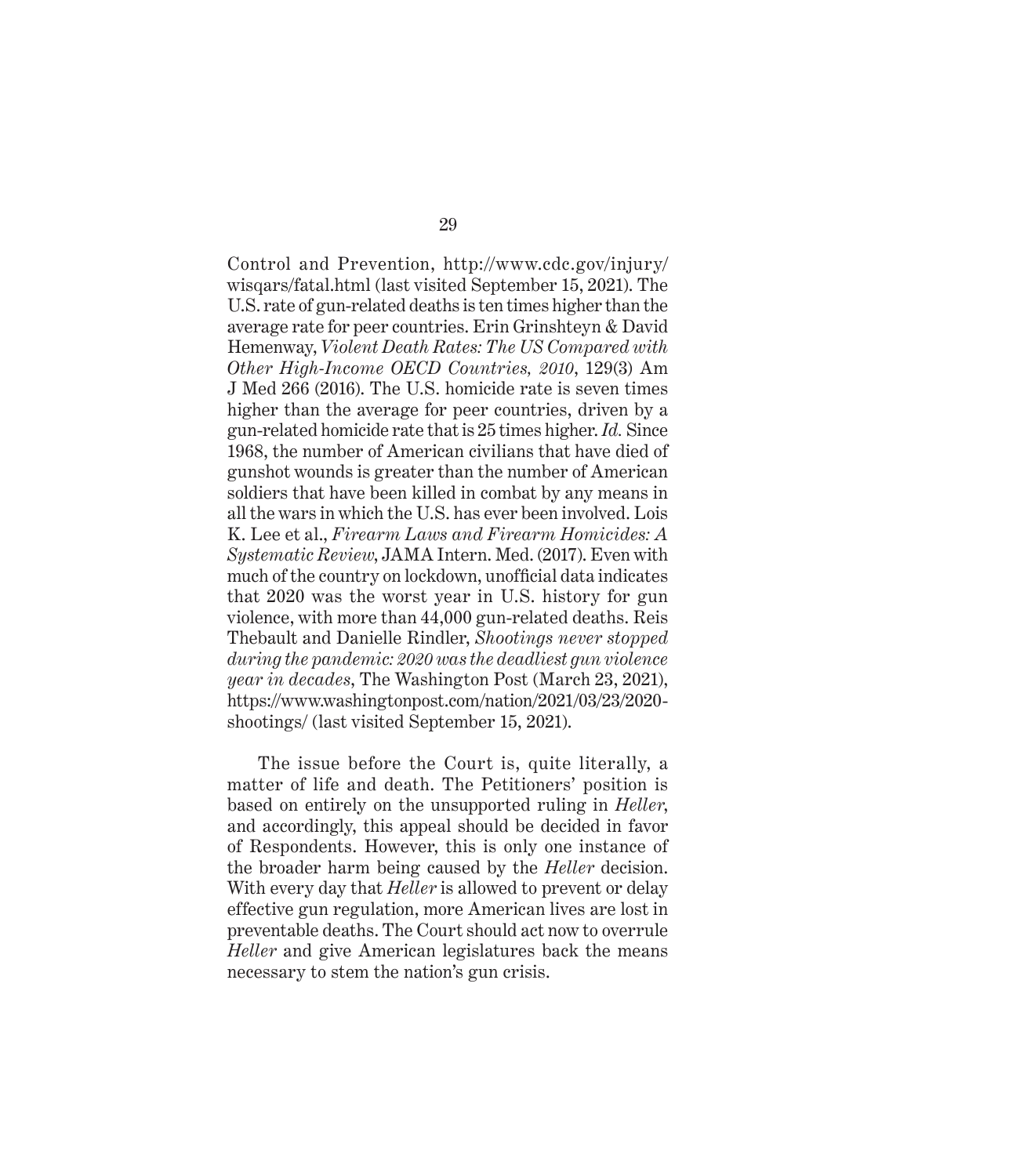Control and Prevention, http://www.cdc.gov/injury/wisqars/fatal.html (last visited September 15, 2021). The U.S. rate of gun-related deaths is ten times higher than the average rate for peer countries. Erin Grinshteyn & David Hemenway, *Violent Death Rates: The US Compared with Other High-Income OECD Countries, 2010*, 129(3) Am J Med 266 (2016). The U.S. homicide rate is seven times higher than the average for peer countries, driven by a gun-related homicide rate that is 25 times higher. *Id.* Since 1968, the number of American civilians that have died of gunshot wounds is greater than the number of American soldiers that have been killed in combat by any means in all the wars in which the U.S. has ever been involved. Lois K. Lee et al., *Firearm Laws and Firearm Homicides: A Systematic Review*, JAMA Intern. Med. (2017). Even with much of the country on lockdown, unofficial data indicates that 2020 was the worst year in U.S. history for gun violence, with more than 44,000 gun-related deaths. Reis Thebault and Danielle Rindler, *Shootings never stopped during the pandemic: 2020 was the deadliest gun violence year in decades*, The Washington Post (March 23, 2021), https://www.washingtonpost.com/nation/2021/03/23/2020-shootings/ (last visited September 15, 2021).

The issue before the Court is, quite literally, a matter of life and death. The Petitioners' position is based on entirely on the unsupported ruling in *Heller*, and accordingly, this appeal should be decided in favor of Respondents. However, this is only one instance of the broader harm being caused by the *Heller* decision. With every day that *Heller* is allowed to prevent or delay effective gun regulation, more American lives are lost in preventable deaths. The Court should act now to overrule *Heller* and give American legislatures back the means necessary to stem the nation's gun crisis.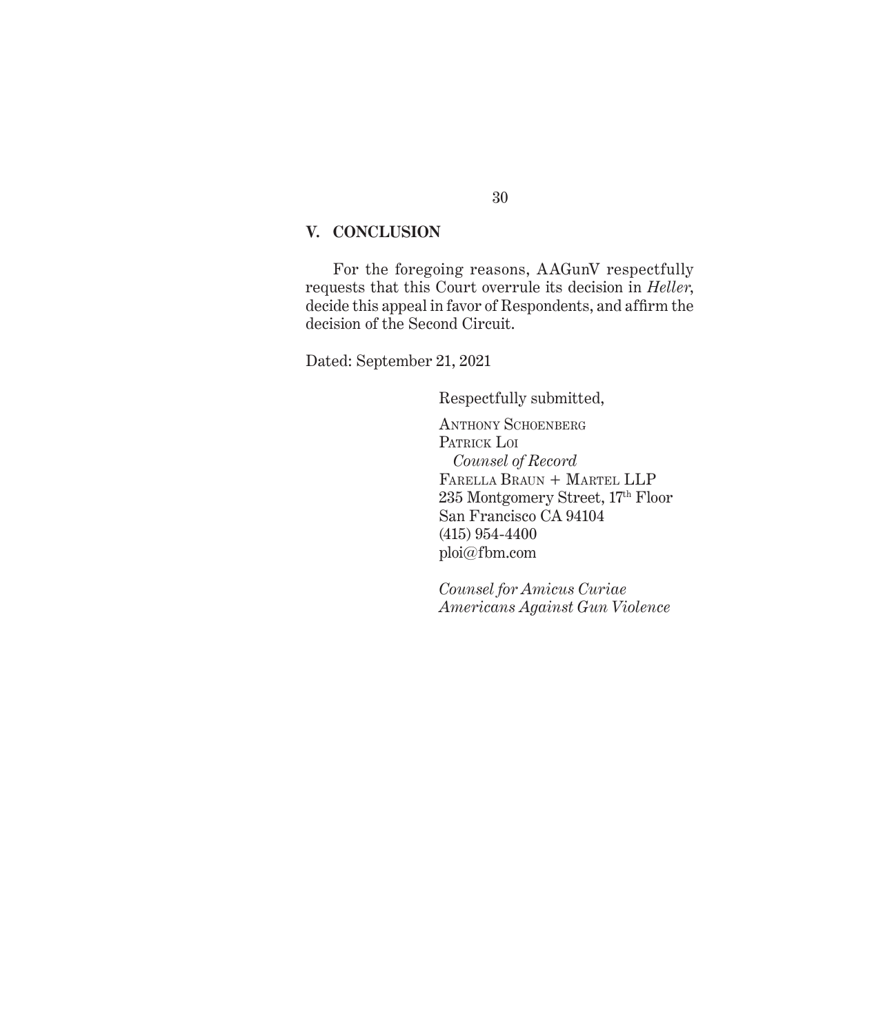## V. CONCLUSION

For the foregoing reasons, AAGunV respectfully requests that this Court overrule its decision in *Heller*, decide this appeal in favor of Respondents, and affirm the decision of the Second Circuit.

Dated: September 21, 2021

Respectfully submitted,

ANTHONY SCHOENBERG
PATRICK LOI
*Counsel of Record*
FARELLA BRAUN + MARTEL LLP
235 Montgomery Street, 17th Floor
San Francisco CA 94104
(415) 954-4400
ploi@fbm.com

*Counsel for Amicus Curiae*
*Americans Against Gun Violence*